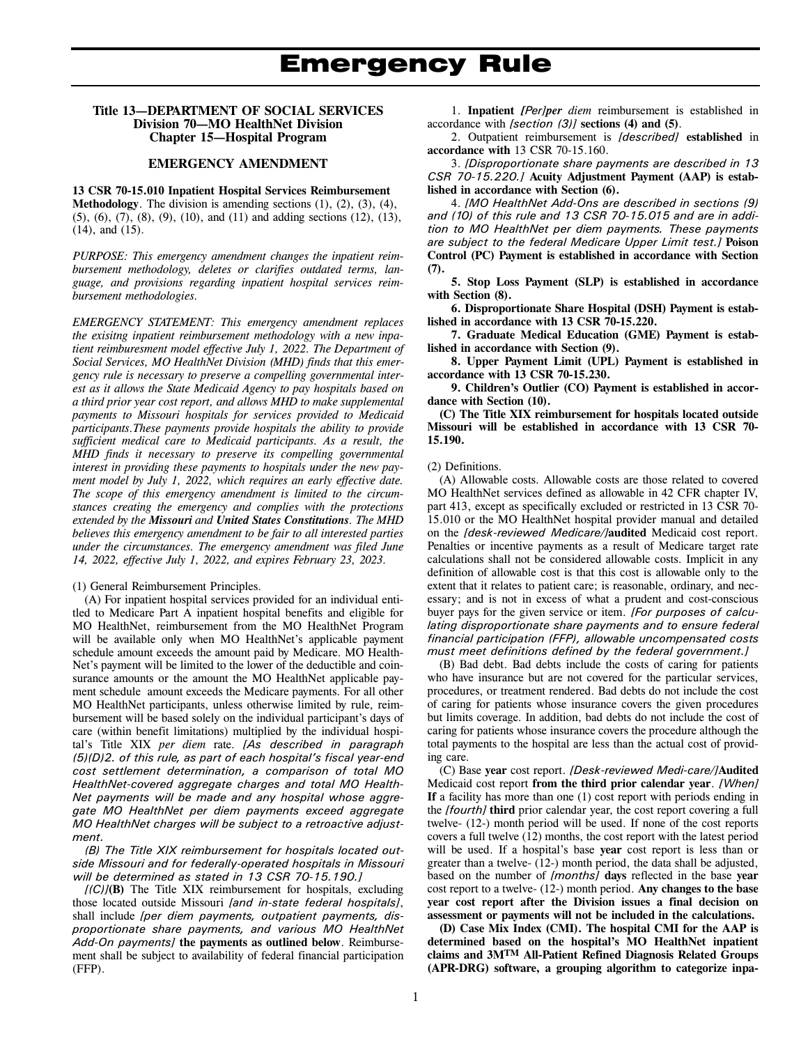# Emergency Rule

**Title 13—DEPARTMENT OF SOCIAL SERVICES**
**Division 70—MO HealthNet Division**
**Chapter 15—Hospital Program**

## EMERGENCY AMENDMENT

**13 CSR 70-15.010 Inpatient Hospital Services Reimbursement Methodology**. The division is amending sections (1), (2), (3), (4), (5), (6), (7), (8), (9), (10), and (11) and adding sections (12), (13), (14), and (15).

*PURPOSE: This emergency amendment changes the inpatient reimbursement methodology, deletes or clarifies outdated terms, language, and provisions regarding inpatient hospital services reimbursement methodologies.*

*EMERGENCY STATEMENT: This emergency amendment replaces the exisitng inpatient reimbursement methodology with a new inpatient reimburesment model effective July 1, 2022. The Department of Social Services, MO HealthNet Division (MHD) finds that this emergency rule is necessary to preserve a compelling governmental interest as it allows the State Medicaid Agency to pay hospitals based on a third prior year cost report, and allows MHD to make supplemental payments to Missouri hospitals for services provided to Medicaid participants.These payments provide hospitals the ability to provide sufficient medical care to Medicaid participants. As a result, the MHD finds it necessary to preserve its compelling governmental interest in providing these payments to hospitals under the new payment model by July 1, 2022, which requires an early effective date. The scope of this emergency amendment is limited to the circumstances creating the emergency and complies with the protections extended by the **Missouri** and **United States Constitutions**. The MHD believes this emergency amendment to be fair to all interested parties under the circumstances. The emergency amendment was filed June 14, 2022, effective July 1, 2022, and expires February 23, 2023.*

(1) General Reimbursement Principles.

(A) For inpatient hospital services provided for an individual entitled to Medicare Part A inpatient hospital benefits and eligible for MO HealthNet, reimbursement from the MO HealthNet Program will be available only when MO HealthNet's applicable payment schedule amount exceeds the amount paid by Medicare. MO HealthNet's payment will be limited to the lower of the deductible and coinsurance amounts or the amount the MO HealthNet applicable payment schedule amount exceeds the Medicare payments. For all other MO HealthNet participants, unless otherwise limited by rule, reimbursement will be based solely on the individual participant's days of care (within benefit limitations) multiplied by the individual hospital's Title XIX *per diem* rate. *[As described in paragraph (5)(D)2. of this rule, as part of each hospital's fiscal year-end cost settlement determination, a comparison of total MO HealthNet-covered aggregate charges and total MO HealthNet payments will be made and any hospital whose aggregate MO HealthNet per diem payments exceed aggregate MO HealthNet charges will be subject to a retroactive adjustment.*

*(B) The Title XIX reimbursement for hospitals located outside Missouri and for federally-operated hospitals in Missouri will be determined as stated in 13 CSR 70-15.190.]*

*[(C)]***(B)** The Title XIX reimbursement for hospitals, excluding those located outside Missouri *[and in-state federal hospitals]*, shall include *[per diem payments, outpatient payments, disproportionate share payments, and various MO HealthNet Add-On payments]* **the payments as outlined below**. Reimbursement shall be subject to availability of federal financial participation (FFP).

1. **Inpatient** *[Per]***per** *diem* reimbursement is established in accordance with *[section (3)]* **sections (4) and (5)**.

2. Outpatient reimbursement is *[described]* **established** in **accordance with** 13 CSR 70-15.160.

3. *[Disproportionate share payments are described in 13 CSR 70-15.220.]* **Acuity Adjustment Payment (AAP) is established in accordance with Section (6).**

4. *[MO HealthNet Add-Ons are described in sections (9) and (10) of this rule and 13 CSR 70-15.015 and are in addition to MO HealthNet per diem payments. These payments are subject to the federal Medicare Upper Limit test.]* **Poison Control (PC) Payment is established in accordance with Section (7).**

**5. Stop Loss Payment (SLP) is established in accordance with Section (8).**

**6. Disproportionate Share Hospital (DSH) Payment is established in accordance with 13 CSR 70-15.220.**

**7. Graduate Medical Education (GME) Payment is established in accordance with Section (9).**

**8. Upper Payment Limit (UPL) Payment is established in accordance with 13 CSR 70-15.230.**

**9. Children's Outlier (CO) Payment is established in accordance with Section (10).**

**(C) The Title XIX reimbursement for hospitals located outside Missouri will be established in accordance with 13 CSR 70-15.190.**

(2) Definitions.

(A) Allowable costs. Allowable costs are those related to covered MO HealthNet services defined as allowable in 42 CFR chapter IV, part 413, except as specifically excluded or restricted in 13 CSR 70-15.010 or the MO HealthNet hospital provider manual and detailed on the *[desk-reviewed Medicare/]***audited** Medicaid cost report. Penalties or incentive payments as a result of Medicare target rate calculations shall not be considered allowable costs. Implicit in any definition of allowable cost is that this cost is allowable only to the extent that it relates to patient care; is reasonable, ordinary, and necessary; and is not in excess of what a prudent and cost-conscious buyer pays for the given service or item. *[For purposes of calculating disproportionate share payments and to ensure federal financial participation (FFP), allowable uncompensated costs must meet definitions defined by the federal government.]*

(B) Bad debt. Bad debts include the costs of caring for patients who have insurance but are not covered for the particular services, procedures, or treatment rendered. Bad debts do not include the cost of caring for patients whose insurance covers the given procedures but limits coverage. In addition, bad debts do not include the cost of caring for patients whose insurance covers the procedure although the total payments to the hospital are less than the actual cost of providing care.

(C) Base **year** cost report. *[Desk-reviewed Medi-care/]***Audited** Medicaid cost report **from the third prior calendar year**. *[When]* **If** a facility has more than one (1) cost report with periods ending in the *[fourth]* **third** prior calendar year, the cost report covering a full twelve- (12-) month period will be used. If none of the cost reports covers a full twelve (12) months, the cost report with the latest period will be used. If a hospital's base **year** cost report is less than or greater than a twelve- (12-) month period, the data shall be adjusted, based on the number of *[months]* **days** reflected in the base **year** cost report to a twelve- (12-) month period. **Any changes to the base year cost report after the Division issues a final decision on assessment or payments will not be included in the calculations.**

**(D) Case Mix Index (CMI). The hospital CMI for the AAP is determined based on the hospital's MO HealthNet inpatient claims and 3M[TM] All-Patient Refined Diagnosis Related Groups (APR-DRG) software, a grouping algorithm to categorize inpa-**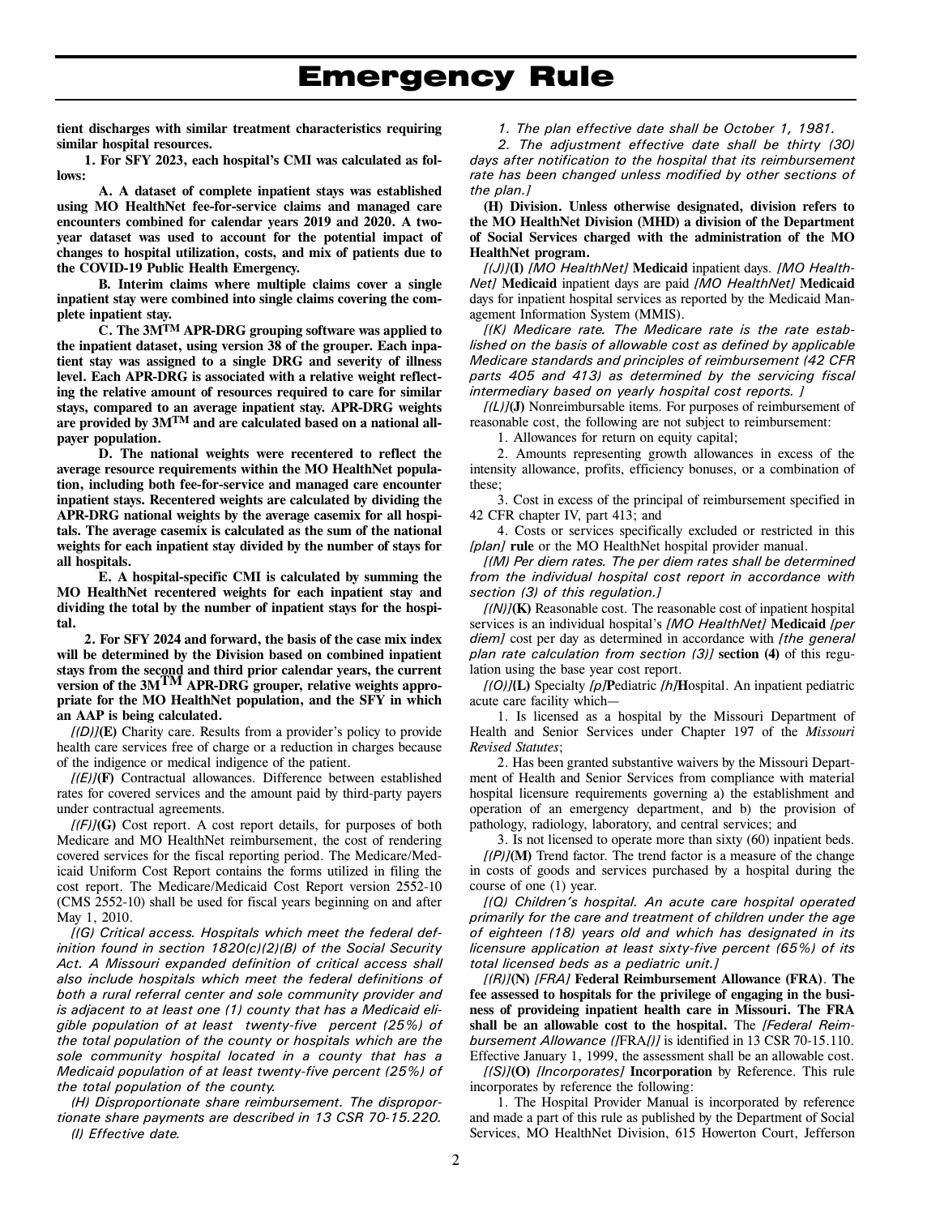# Emergency Rule

**tient discharges with similar treatment characteristics requiring similar hospital resources.**

**1. For SFY 2023, each hospital's CMI was calculated as follows:**

**A. A dataset of complete inpatient stays was established using MO HealthNet fee-for-service claims and managed care encounters combined for calendar years 2019 and 2020. A two-year dataset was used to account for the potential impact of changes to hospital utilization, costs, and mix of patients due to the COVID-19 Public Health Emergency.**

**B. Interim claims where multiple claims cover a single inpatient stay were combined into single claims covering the complete inpatient stay.**

**C. The 3M[TM] APR-DRG grouping software was applied to the inpatient dataset, using version 38 of the grouper. Each inpatient stay was assigned to a single DRG and severity of illness level. Each APR-DRG is associated with a relative weight reflecting the relative amount of resources required to care for similar stays, compared to an average inpatient stay. APR-DRG weights are provided by 3M[TM] and are calculated based on a national all-payer population.**

**D. The national weights were recentered to reflect the average resource requirements within the MO HealthNet population, including both fee-for-service and managed care encounter inpatient stays. Recentered weights are calculated by dividing the APR-DRG national weights by the average casemix for all hospitals. The average casemix is calculated as the sum of the national weights for each inpatient stay divided by the number of stays for all hospitals.**

**E. A hospital-specific CMI is calculated by summing the MO HealthNet recentered weights for each inpatient stay and dividing the total by the number of inpatient stays for the hospital.**

**2. For SFY 2024 and forward, the basis of the case mix index will be determined by the Division based on combined inpatient stays from the second and third prior calendar years, the current version of the 3M[TM] APR-DRG grouper, relative weights appropriate for the MO HealthNet population, and the SFY in which an AAP is being calculated.**

*[(D)]***(E)** Charity care. Results from a provider's policy to provide health care services free of charge or a reduction in charges because of the indigence or medical indigence of the patient.

*[(E)]***(F)** Contractual allowances. Difference between established rates for covered services and the amount paid by third-party payers under contractual agreements.

*[(F)]***(G)** Cost report. A cost report details, for purposes of both Medicare and MO HealthNet reimbursement, the cost of rendering covered services for the fiscal reporting period. The Medicare/Medicaid Uniform Cost Report contains the forms utilized in filing the cost report. The Medicare/Medicaid Cost Report version 2552-10 (CMS 2552-10) shall be used for fiscal years beginning on and after May 1, 2010.

*[(G) Critical access. Hospitals which meet the federal definition found in section 1820(c)(2)(B) of the Social Security Act. A Missouri expanded definition of critical access shall also include hospitals which meet the federal definitions of both a rural referral center and sole community provider and is adjacent to at least one (1) county that has a Medicaid eligible population of at least twenty-five percent (25%) of the total population of the county or hospitals which are the sole community hospital located in a county that has a Medicaid population of at least twenty-five percent (25%) of the total population of the county.*

*(H) Disproportionate share reimbursement. The disproportionate share payments are described in 13 CSR 70-15.220.*

*(I) Effective date.*

*1. The plan effective date shall be October 1, 1981.*

*2. The adjustment effective date shall be thirty (30) days after notification to the hospital that its reimbursement rate has been changed unless modified by other sections of the plan.]*

**(H) Division. Unless otherwise designated, division refers to the MO HealthNet Division (MHD) a division of the Department of Social Services charged with the administration of the MO HealthNet program.**

*[(J)]***(I)** *[MO HealthNet]* **Medicaid** inpatient days. *[MO HealthNet]* **Medicaid** inpatient days are paid *[MO HealthNet]* **Medicaid** days for inpatient hospital services as reported by the Medicaid Management Information System (MMIS).

*[(K) Medicare rate. The Medicare rate is the rate established on the basis of allowable cost as defined by applicable Medicare standards and principles of reimbursement (42 CFR parts 405 and 413) as determined by the servicing fiscal intermediary based on yearly hospital cost reports. ]*

*[(L)]***(J)** Nonreimbursable items. For purposes of reimbursement of reasonable cost, the following are not subject to reimbursement:

1. Allowances for return on equity capital;

2. Amounts representing growth allowances in excess of the intensity allowance, profits, efficiency bonuses, or a combination of these;

3. Cost in excess of the principal of reimbursement specified in 42 CFR chapter IV, part 413; and

4. Costs or services specifically excluded or restricted in this *[plan]* **rule** or the MO HealthNet hospital provider manual.

*[(M) Per diem rates. The per diem rates shall be determined from the individual hospital cost report in accordance with section (3) of this regulation.]*

*[(N)]***(K)** Reasonable cost. The reasonable cost of inpatient hospital services is an individual hospital's *[MO HealthNet]* **Medicaid** *[per diem]* cost per day as determined in accordance with *[the general plan rate calculation from section (3)]* **section (4)** of this regulation using the base year cost report.

*[(O)]***(L)** Specialty *[p]***P**ediatric *[h]***H**ospital. An inpatient pediatric acute care facility which—

1. Is licensed as a hospital by the Missouri Department of Health and Senior Services under Chapter 197 of the *Missouri Revised Statutes*;

2. Has been granted substantive waivers by the Missouri Department of Health and Senior Services from compliance with material hospital licensure requirements governing a) the establishment and operation of an emergency department, and b) the provision of pathology, radiology, laboratory, and central services; and

3. Is not licensed to operate more than sixty (60) inpatient beds.

*[(P)]***(M)** Trend factor. The trend factor is a measure of the change in costs of goods and services purchased by a hospital during the course of one (1) year.

*[(Q) Children's hospital. An acute care hospital operated primarily for the care and treatment of children under the age of eighteen (18) years old and which has designated in its licensure application at least sixty-five percent (65%) of its total licensed beds as a pediatric unit.]*

*[(R)]***(N)** *[FRA]* **Federal Reimbursement Allowance (FRA)**. **The fee assessed to hospitals for the privilege of engaging in the business of provideing inpatient health care in Missouri. The FRA shall be an allowable cost to the hospital.** The *[Federal Reimbursement Allowance (]*FRA*[)]* is identified in 13 CSR 70-15.110. Effective January 1, 1999, the assessment shall be an allowable cost.

*[(S)]***(O)** *[Incorporates]* **Incorporation** by Reference. This rule incorporates by reference the following:

1. The Hospital Provider Manual is incorporated by reference and made a part of this rule as published by the Department of Social Services, MO HealthNet Division, 615 Howerton Court, Jefferson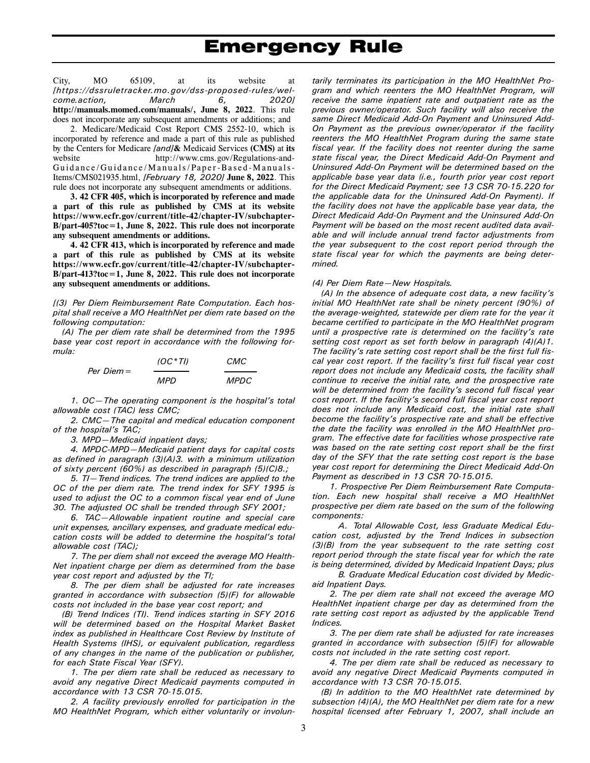City, MO 65109, at its website at *[https://dssruletracker.mo.gov/dss-proposed-rules/welcome.action, March 6, 2020]* **http://manuals.momed.com/manuals/, June 8, 2022**. This rule does not incorporate any subsequent amendments or additions; and

2. Medicare/Medicaid Cost Report CMS 2552-10, which is incorporated by reference and made a part of this rule as published by the Centers for Medicare *[and]* **&** Medicaid Services **(CMS)** at **its** website http://www.cms.gov/Regulations-and-Guidance/Guidance/Manuals/Paper-Based-Manuals-Items/CMS021935.html, *[February 18, 2020]* **June 8, 2022**. This rule does not incorporate any subsequent amendments or additions.

**3. 42 CFR 405, which is incorporated by reference and made a part of this rule as published by CMS at its website https://www.ecfr.gov/current/title-42/chapter-IV/subchapter-B/part-405?toc=1, June 8, 2022. This rule does not incorporate any subsequent amendments or additions.**

**4. 42 CFR 413, which is incorporated by reference and made a part of this rule as published by CMS at its website https://www.ecfr.gov/current/title-42/chapter-IV/subchapter-B/part-413?toc=1, June 8, 2022. This rule does not incorporate any subsequent amendments or additions.**

*[(3) Per Diem Reimbursement Rate Computation. Each hospital shall receive a MO HealthNet per diem rate based on the following computation:*

*(A) The per diem rate shall be determined from the 1995 base year cost report in accordance with the following formula:*

$$Per\ Diem = \frac{(OC*TI)}{MPD} \quad \frac{CMC}{MPDC}$$

*1. OC—The operating component is the hospital's total allowable cost (TAC) less CMC;*

*2. CMC—The capital and medical education component of the hospital's TAC;*

*3. MPD—Medicaid inpatient days;*

*4. MPDC-MPD—Medicaid patient days for capital costs as defined in paragraph (3)(A)3. with a minimum utilization of sixty percent (60%) as described in paragraph (5)(C)8.;*

*5. TI—Trend indices. The trend indices are applied to the OC of the per diem rate. The trend index for SFY 1995 is used to adjust the OC to a common fiscal year end of June 30. The adjusted OC shall be trended through SFY 2001;*

*6. TAC—Allowable inpatient routine and special care unit expenses, ancillary expenses, and graduate medical education costs will be added to determine the hospital's total allowable cost (TAC);*

*7. The per diem shall not exceed the average MO HealthNet inpatient charge per diem as determined from the base year cost report and adjusted by the TI;*

*8. The per diem shall be adjusted for rate increases granted in accordance with subsection (5)(F) for allowable costs not included in the base year cost report; and*

*(B) Trend Indices (TI). Trend indices starting in SFY 2016 will be determined based on the Hospital Market Basket index as published in Healthcare Cost Review by Institute of Health Systems (IHS), or equivalent publication, regardless of any changes in the name of the publication or publisher, for each State Fiscal Year (SFY).*

*1. The per diem rate shall be reduced as necessary to avoid any negative Direct Medicaid payments computed in accordance with 13 CSR 70-15.015.*

*2. A facility previously enrolled for participation in the MO HealthNet Program, which either voluntarily or involuntarily terminates its participation in the MO HealthNet Program and which reenters the MO HealthNet Program, will receive the same inpatient rate and outpatient rate as the previous owner/operator. Such facility will also receive the same Direct Medicaid Add-On Payment and Uninsured Add-On Payment as the previous owner/operator if the facility reenters the MO HealthNet Program during the same state fiscal year. If the facility does not reenter during the same state fiscal year, the Direct Medicaid Add-On Payment and Uninsured Add-On Payment will be determined based on the applicable base year data (i.e., fourth prior year cost report for the Direct Medicaid Payment; see 13 CSR 70-15.220 for the applicable data for the Uninsured Add-On Payment). If the facility does not have the applicable base year data, the Direct Medicaid Add-On Payment and the Uninsured Add-On Payment will be based on the most recent audited data available and will include annual trend factor adjustments from the year subsequent to the cost report period through the state fiscal year for which the payments are being determined.*

*(4) Per Diem Rate—New Hospitals.*

*(A) In the absence of adequate cost data, a new facility's initial MO HealthNet rate shall be ninety percent (90%) of the average-weighted, statewide per diem rate for the year it became certified to participate in the MO HealthNet program until a prospective rate is determined on the facility's rate setting cost report as set forth below in paragraph (4)(A)1. The facility's rate setting cost report shall be the first full fiscal year cost report. If the facility's first full fiscal year cost report does not include any Medicaid costs, the facility shall continue to receive the initial rate, and the prospective rate will be determined from the facility's second full fiscal year cost report. If the facility's second full fiscal year cost report does not include any Medicaid cost, the initial rate shall become the facility's prospective rate and shall be effective the date the facility was enrolled in the MO HealthNet program. The effective date for facilities whose prospective rate was based on the rate setting cost report shall be the first day of the SFY that the rate setting cost report is the base year cost report for determining the Direct Medicaid Add-On Payment as described in 13 CSR 70-15.015.*

*1. Prospective Per Diem Reimbursement Rate Computation. Each new hospital shall receive a MO HealthNet prospective per diem rate based on the sum of the following components:*

*A. Total Allowable Cost, less Graduate Medical Education cost, adjusted by the Trend Indices in subsection (3)(B) from the year subsequent to the rate setting cost report period through the state fiscal year for which the rate is being determined, divided by Medicaid Inpatient Days; plus*

*B. Graduate Medical Education cost divided by Medicaid Inpatient Days.*

*2. The per diem rate shall not exceed the average MO HealthNet inpatient charge per day as determined from the rate setting cost report as adjusted by the applicable Trend Indices.*

*3. The per diem rate shall be adjusted for rate increases granted in accordance with subsection (5)(F) for allowable costs not included in the rate setting cost report.*

*4. The per diem rate shall be reduced as necessary to avoid any negative Direct Medicaid Payments computed in accordance with 13 CSR 70-15.015.*

*(B) In addition to the MO HealthNet rate determined by subsection (4)(A), the MO HealthNet per diem rate for a new hospital licensed after February 1, 2007, shall include an*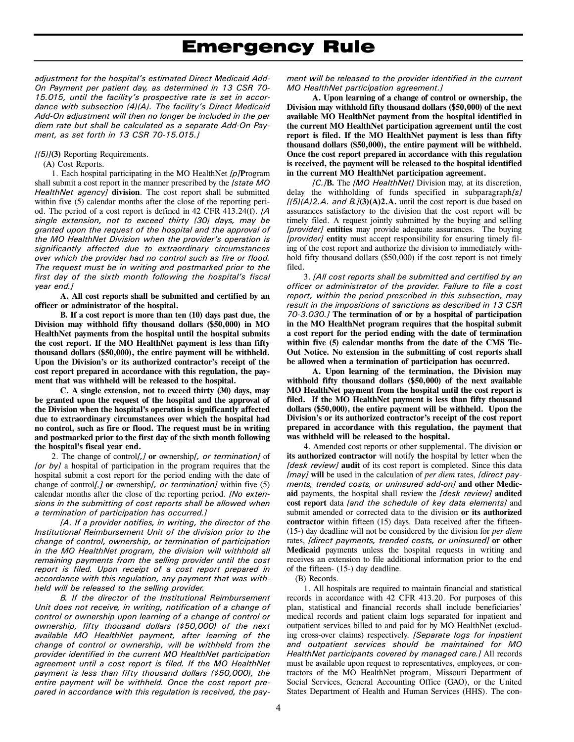*adjustment for the hospital's estimated Direct Medicaid Add-On Payment per patient day, as determined in 13 CSR 70-15.015, until the facility's prospective rate is set in accordance with subsection (4)(A). The facility's Direct Medicaid Add-On adjustment will then no longer be included in the per diem rate but shall be calculated as a separate Add-On Payment, as set forth in 13 CSR 70-15.015.]*

*[(5)]***(3)** Reporting Requirements.

(A) Cost Reports.

1. Each hospital participating in the MO HealthNet *[p]***P**rogram shall submit a cost report in the manner prescribed by the *[state MO HealthNet agency]* **division**. The cost report shall be submitted within five (5) calendar months after the close of the reporting period. The period of a cost report is defined in 42 CFR 413.24(f). *[A single extension, not to exceed thirty (30) days, may be granted upon the request of the hospital and the approval of the MO HealthNet Division when the provider's operation is significantly affected due to extraordinary circumstances over which the provider had no control such as fire or flood. The request must be in writing and postmarked prior to the first day of the sixth month following the hospital's fiscal year end.]*

**A. All cost reports shall be submitted and certified by an officer or administrator of the hospital.**

**B. If a cost report is more than ten (10) days past due, the Division may withhold fifty thousand dollars ($50,000) in MO HealthNet payments from the hospital until the hospital submits the cost report. If the MO HealthNet payment is less than fifty thousand dollars ($50,000), the entire payment will be withheld. Upon the Division's or its authorized contractor's receipt of the cost report prepared in accordance with this regulation, the payment that was withheld will be released to the hospital.**

**C. A single extension, not to exceed thirty (30) days, may be granted upon the request of the hospital and the approval of the Division when the hospital's operation is significantly affected due to extraordinary circumstances over which the hospital had no control, such as fire or flood. The request must be in writing and postmarked prior to the first day of the sixth month following the hospital's fiscal year end.**

2. The change of control*[,]* **or** ownership*[, or termination]* of *[or by]* a hospital of participation in the program requires that the hospital submit a cost report for the period ending with the date of change of control*[,]* **or** ownership*[, or termination]* within five (5) calendar months after the close of the reporting period. *[No extensions in the submitting of cost reports shall be allowed when a termination of participation has occurred.]*

*[A. If a provider notifies, in writing, the director of the Institutional Reimbursement Unit of the division prior to the change of control, ownership, or termination of participation in the MO HealthNet program, the division will withhold all remaining payments from the selling provider until the cost report is filed. Upon receipt of a cost report prepared in accordance with this regulation, any payment that was withheld will be released to the selling provider.*

*B. If the director of the Institutional Reimbursement Unit does not receive, in writing, notification of a change of control or ownership upon learning of a change of control or ownership, fifty thousand dollars ($50,000) of the next available MO HealthNet payment, after learning of the change of control or ownership, will be withheld from the provider identified in the current MO HealthNet participation agreement until a cost report is filed. If the MO HealthNet payment is less than fifty thousand dollars ($50,000), the entire payment will be withheld. Once the cost report prepared in accordance with this regulation is received, the payment will be released to the provider identified in the current MO HealthNet participation agreement.]*

**A. Upon learning of a change of control or ownership, the Division may withhold fifty thousand dollars ($50,000) of the next available MO HealthNet payment from the hospital identified in the current MO HealthNet participation agreement until the cost report is filed. If the MO HealthNet payment is less than fifty thousand dollars ($50,000), the entire payment will be withheld. Once the cost report prepared in accordance with this regulation is received, the payment will be released to the hospital identified in the current MO HealthNet participation agreement.**

*[C.]***B.** The *[MO HealthNet]* Division may, at its discretion, delay the withholding of funds specified in subparagraph*[s] [(5)(A)2.A. and B.]***(3)(A)2.A.** until the cost report is due based on assurances satisfactory to the division that the cost report will be timely filed. A request jointly submitted by the buying and selling *[provider]* **entities** may provide adequate assurances. The buying *[provider]* **entity** must accept responsibility for ensuring timely filing of the cost report and authorize the division to immediately withhold fifty thousand dollars ($50,000) if the cost report is not timely filed.

3. *[All cost reports shall be submitted and certified by an officer or administrator of the provider. Failure to file a cost report, within the period prescribed in this subsection, may result in the impositions of sanctions as described in 13 CSR 70-3.030.]* **The termination of or by a hospital of participation in the MO HealthNet program requires that the hospital submit a cost report for the period ending with the date of termination within five (5) calendar months from the date of the CMS Tie-Out Notice. No extension in the submitting of cost reports shall be allowed when a termination of participation has occurred.**

**A. Upon learning of the termination, the Division may withhold fifty thousand dollars ($50,000) of the next available MO HealthNet payment from the hospital until the cost report is filed. If the MO HealthNet payment is less than fifty thousand dollars ($50,000), the entire payment will be withheld. Upon the Division's or its authorized contractor's receipt of the cost report prepared in accordance with this regulation, the payment that was withheld will be released to the hospital.**

4. Amended cost reports or other supplemental. The division **or its authorized contractor** will notify **the** hospital by letter when the *[desk review]* **audit** of its cost report is completed. Since this data *[may]* **will** be used in the calculation of *per diem* rates, *[direct payments, trended costs, or uninsured add-on]* **and other Medicaid** payments, the hospital shall review the *[desk review]* **audited cost report** data *[and the schedule of key data elements]* and submit amended or corrected data to the division **or its authorized contractor** within fifteen (15) days. Data received after the fifteen- (15-) day deadline will not be considered by the division for *per diem* rates, *[direct payments, trended costs, or uninsured]* **or other Medicaid** payments unless the hospital requests in writing and receives an extension to file additional information prior to the end of the fifteen- (15-) day deadline.

(B) Records.

1. All hospitals are required to maintain financial and statistical records in accordance with 42 CFR 413.20. For purposes of this plan, statistical and financial records shall include beneficiaries' medical records and patient claim logs separated for inpatient and outpatient services billed to and paid for by MO HealthNet (excluding cross-over claims) respectively. *[Separate logs for inpatient and outpatient services should be maintained for MO HealthNet participants covered by managed care.]* All records must be available upon request to representatives, employees, or contractors of the MO HealthNet program, Missouri Department of Social Services, General Accounting Office (GAO), or the United States Department of Health and Human Services (HHS). The con-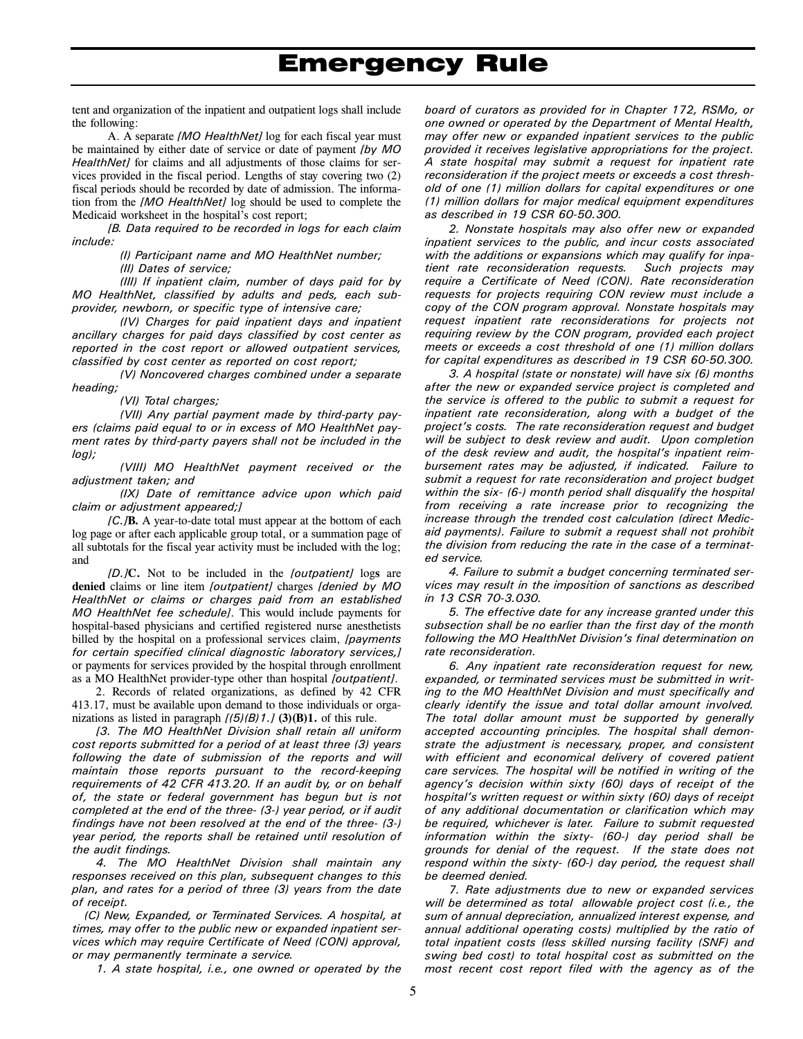tent and organization of the inpatient and outpatient logs shall include the following:

A. A separate *[MO HealthNet]* log for each fiscal year must be maintained by either date of service or date of payment *[by MO HealthNet]* for claims and all adjustments of those claims for services provided in the fiscal period. Lengths of stay covering two (2) fiscal periods should be recorded by date of admission. The information from the *[MO HealthNet]* log should be used to complete the Medicaid worksheet in the hospital's cost report;

*[B. Data required to be recorded in logs for each claim include:*

*(I) Participant name and MO HealthNet number;*

*(II) Dates of service;*

*(III) If inpatient claim, number of days paid for by MO HealthNet, classified by adults and peds, each subprovider, newborn, or specific type of intensive care;*

*(IV) Charges for paid inpatient days and inpatient ancillary charges for paid days classified by cost center as reported in the cost report or allowed outpatient services, classified by cost center as reported on cost report;*

*(V) Noncovered charges combined under a separate heading;*

*(VI) Total charges;*

*(VII) Any partial payment made by third-party payers (claims paid equal to or in excess of MO HealthNet payment rates by third-party payers shall not be included in the log);*

*(VIII) MO HealthNet payment received or the adjustment taken; and*

*(IX) Date of remittance advice upon which paid claim or adjustment appeared;]*

*[C.]***B.** A year-to-date total must appear at the bottom of each log page or after each applicable group total, or a summation page of all subtotals for the fiscal year activity must be included with the log; and

*[D.]***C.** Not to be included in the *[outpatient]* logs are **denied** claims or line item *[outpatient]* charges *[denied by MO HealthNet or claims or charges paid from an established MO HealthNet fee schedule]*. This would include payments for hospital-based physicians and certified registered nurse anesthetists billed by the hospital on a professional services claim, *[payments for certain specified clinical diagnostic laboratory services,]* or payments for services provided by the hospital through enrollment as a MO HealthNet provider-type other than hospital *[outpatient]*.

2. Records of related organizations, as defined by 42 CFR 413.17, must be available upon demand to those individuals or organizations as listed in paragraph *[(5)(B)1.]* **(3)(B)1.** of this rule.

*[3. The MO HealthNet Division shall retain all uniform cost reports submitted for a period of at least three (3) years following the date of submission of the reports and will maintain those reports pursuant to the record-keeping requirements of 42 CFR 413.20. If an audit by, or on behalf of, the state or federal government has begun but is not completed at the end of the three- (3-) year period, or if audit findings have not been resolved at the end of the three- (3-) year period, the reports shall be retained until resolution of the audit findings.*

*4. The MO HealthNet Division shall maintain any responses received on this plan, subsequent changes to this plan, and rates for a period of three (3) years from the date of receipt.*

*(C) New, Expanded, or Terminated Services. A hospital, at times, may offer to the public new or expanded inpatient services which may require Certificate of Need (CON) approval, or may permanently terminate a service.*

*1. A state hospital, i.e., one owned or operated by the board of curators as provided for in Chapter 172, RSMo, or one owned or operated by the Department of Mental Health, may offer new or expanded inpatient services to the public provided it receives legislative appropriations for the project. A state hospital may submit a request for inpatient rate reconsideration if the project meets or exceeds a cost threshold of one (1) million dollars for capital expenditures or one (1) million dollars for major medical equipment expenditures as described in 19 CSR 60-50.300.*

*2. Nonstate hospitals may also offer new or expanded inpatient services to the public, and incur costs associated with the additions or expansions which may qualify for inpatient rate reconsideration requests. Such projects may require a Certificate of Need (CON). Rate reconsideration requests for projects requiring CON review must include a copy of the CON program approval. Nonstate hospitals may request inpatient rate reconsiderations for projects not requiring review by the CON program, provided each project meets or exceeds a cost threshold of one (1) million dollars for capital expenditures as described in 19 CSR 60-50.300.*

*3. A hospital (state or nonstate) will have six (6) months after the new or expanded service project is completed and the service is offered to the public to submit a request for inpatient rate reconsideration, along with a budget of the project's costs. The rate reconsideration request and budget will be subject to desk review and audit. Upon completion of the desk review and audit, the hospital's inpatient reimbursement rates may be adjusted, if indicated. Failure to submit a request for rate reconsideration and project budget within the six- (6-) month period shall disqualify the hospital from receiving a rate increase prior to recognizing the increase through the trended cost calculation (direct Medicaid payments). Failure to submit a request shall not prohibit the division from reducing the rate in the case of a terminated service.*

*4. Failure to submit a budget concerning terminated services may result in the imposition of sanctions as described in 13 CSR 70-3.030.*

*5. The effective date for any increase granted under this subsection shall be no earlier than the first day of the month following the MO HealthNet Division's final determination on rate reconsideration.*

*6. Any inpatient rate reconsideration request for new, expanded, or terminated services must be submitted in writing to the MO HealthNet Division and must specifically and clearly identify the issue and total dollar amount involved. The total dollar amount must be supported by generally accepted accounting principles. The hospital shall demonstrate the adjustment is necessary, proper, and consistent with efficient and economical delivery of covered patient care services. The hospital will be notified in writing of the agency's decision within sixty (60) days of receipt of the hospital's written request or within sixty (60) days of receipt of any additional documentation or clarification which may be required, whichever is later. Failure to submit requested information within the sixty- (60-) day period shall be grounds for denial of the request. If the state does not respond within the sixty- (60-) day period, the request shall be deemed denied.*

*7. Rate adjustments due to new or expanded services will be determined as total allowable project cost (i.e., the sum of annual depreciation, annualized interest expense, and annual additional operating costs) multiplied by the ratio of total inpatient costs (less skilled nursing facility (SNF) and swing bed cost) to total hospital cost as submitted on the most recent cost report filed with the agency as of the*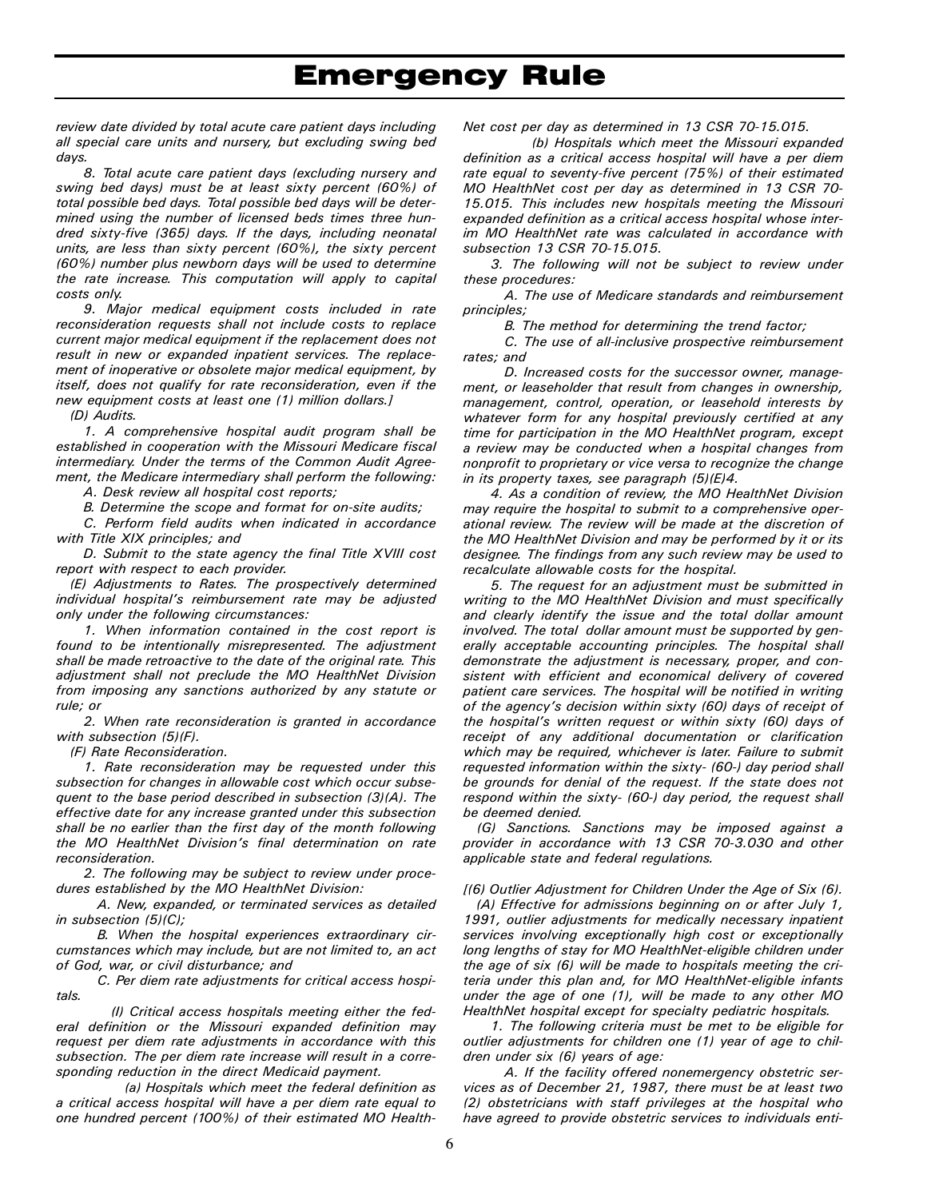*review date divided by total acute care patient days including all special care units and nursery, but excluding swing bed days.*

*8. Total acute care patient days (excluding nursery and swing bed days) must be at least sixty percent (60%) of total possible bed days. Total possible bed days will be determined using the number of licensed beds times three hundred sixty-five (365) days. If the days, including neonatal units, are less than sixty percent (60%), the sixty percent (60%) number plus newborn days will be used to determine the rate increase. This computation will apply to capital costs only.*

*9. Major medical equipment costs included in rate reconsideration requests shall not include costs to replace current major medical equipment if the replacement does not result in new or expanded inpatient services. The replacement of inoperative or obsolete major medical equipment, by itself, does not qualify for rate reconsideration, even if the new equipment costs at least one (1) million dollars.]*

*(D) Audits.*

*1. A comprehensive hospital audit program shall be established in cooperation with the Missouri Medicare fiscal intermediary. Under the terms of the Common Audit Agreement, the Medicare intermediary shall perform the following:*

*A. Desk review all hospital cost reports;*

*B. Determine the scope and format for on-site audits;*

*C. Perform field audits when indicated in accordance with Title XIX principles; and*

*D. Submit to the state agency the final Title XVIII cost report with respect to each provider.*

*(E) Adjustments to Rates. The prospectively determined individual hospital's reimbursement rate may be adjusted only under the following circumstances:*

*1. When information contained in the cost report is found to be intentionally misrepresented. The adjustment shall be made retroactive to the date of the original rate. This adjustment shall not preclude the MO HealthNet Division from imposing any sanctions authorized by any statute or rule; or*

*2. When rate reconsideration is granted in accordance with subsection (5)(F).*

*(F) Rate Reconsideration.*

*1. Rate reconsideration may be requested under this subsection for changes in allowable cost which occur subsequent to the base period described in subsection (3)(A). The effective date for any increase granted under this subsection shall be no earlier than the first day of the month following the MO HealthNet Division's final determination on rate reconsideration.*

*2. The following may be subject to review under procedures established by the MO HealthNet Division:*

*A. New, expanded, or terminated services as detailed in subsection (5)(C);*

*B. When the hospital experiences extraordinary circumstances which may include, but are not limited to, an act of God, war, or civil disturbance; and*

*C. Per diem rate adjustments for critical access hospitals.*

*(I) Critical access hospitals meeting either the federal definition or the Missouri expanded definition may request per diem rate adjustments in accordance with this subsection. The per diem rate increase will result in a corresponding reduction in the direct Medicaid payment.*

*(a) Hospitals which meet the federal definition as a critical access hospital will have a per diem rate equal to one hundred percent (100%) of their estimated MO HealthNet cost per day as determined in 13 CSR 70-15.015.*

*(b) Hospitals which meet the Missouri expanded definition as a critical access hospital will have a per diem rate equal to seventy-five percent (75%) of their estimated MO HealthNet cost per day as determined in 13 CSR 70-15.015. This includes new hospitals meeting the Missouri expanded definition as a critical access hospital whose interim MO HealthNet rate was calculated in accordance with subsection 13 CSR 70-15.015.*

*3. The following will not be subject to review under these procedures:*

*A. The use of Medicare standards and reimbursement principles;*

*B. The method for determining the trend factor;*

*C. The use of all-inclusive prospective reimbursement rates; and*

*D. Increased costs for the successor owner, management, or leaseholder that result from changes in ownership, management, control, operation, or leasehold interests by whatever form for any hospital previously certified at any time for participation in the MO HealthNet program, except a review may be conducted when a hospital changes from nonprofit to proprietary or vice versa to recognize the change in its property taxes, see paragraph (5)(E)4.*

*4. As a condition of review, the MO HealthNet Division may require the hospital to submit to a comprehensive operational review. The review will be made at the discretion of the MO HealthNet Division and may be performed by it or its designee. The findings from any such review may be used to recalculate allowable costs for the hospital.*

*5. The request for an adjustment must be submitted in writing to the MO HealthNet Division and must specifically and clearly identify the issue and the total dollar amount involved. The total dollar amount must be supported by generally acceptable accounting principles. The hospital shall demonstrate the adjustment is necessary, proper, and consistent with efficient and economical delivery of covered patient care services. The hospital will be notified in writing of the agency's decision within sixty (60) days of receipt of the hospital's written request or within sixty (60) days of receipt of any additional documentation or clarification which may be required, whichever is later. Failure to submit requested information within the sixty- (60-) day period shall be grounds for denial of the request. If the state does not respond within the sixty- (60-) day period, the request shall be deemed denied.*

*(G) Sanctions. Sanctions may be imposed against a provider in accordance with 13 CSR 70-3.030 and other applicable state and federal regulations.*

*[(6) Outlier Adjustment for Children Under the Age of Six (6).*

*(A) Effective for admissions beginning on or after July 1, 1991, outlier adjustments for medically necessary inpatient services involving exceptionally high cost or exceptionally long lengths of stay for MO HealthNet-eligible children under the age of six (6) will be made to hospitals meeting the criteria under this plan and, for MO HealthNet-eligible infants under the age of one (1), will be made to any other MO HealthNet hospital except for specialty pediatric hospitals.*

*1. The following criteria must be met to be eligible for outlier adjustments for children one (1) year of age to children under six (6) years of age:*

*A. If the facility offered nonemergency obstetric services as of December 21, 1987, there must be at least two (2) obstetricians with staff privileges at the hospital who have agreed to provide obstetric services to individuals enti-*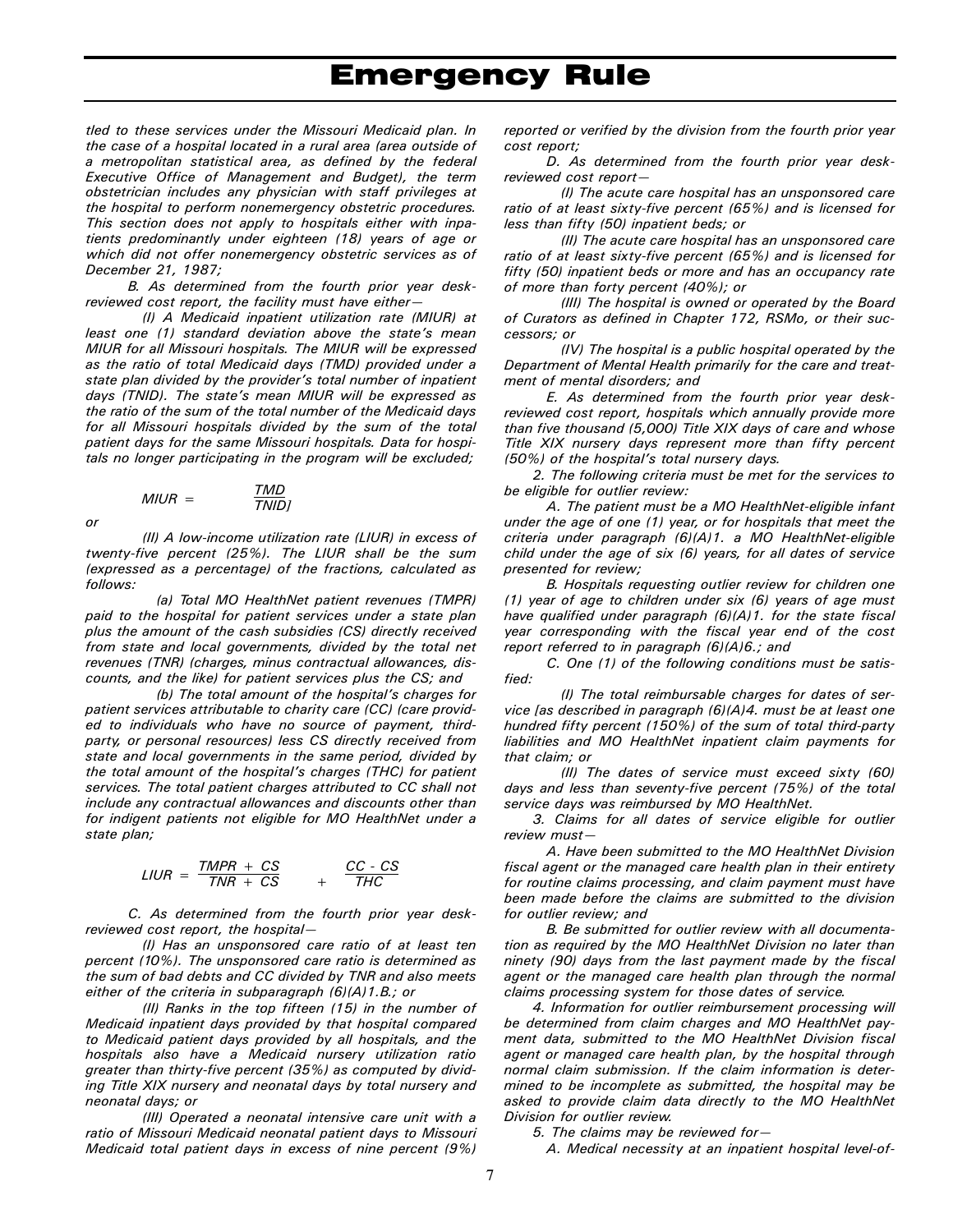*tled to these services under the Missouri Medicaid plan. In the case of a hospital located in a rural area (area outside of a metropolitan statistical area, as defined by the federal Executive Office of Management and Budget), the term obstetrician includes any physician with staff privileges at the hospital to perform nonemergency obstetric procedures. This section does not apply to hospitals either with inpatients predominantly under eighteen (18) years of age or which did not offer nonemergency obstetric services as of December 21, 1987;*

*B. As determined from the fourth prior year desk-reviewed cost report, the facility must have either—*

*(I) A Medicaid inpatient utilization rate (MIUR) at least one (1) standard deviation above the state's mean MIUR for all Missouri hospitals. The MIUR will be expressed as the ratio of total Medicaid days (TMD) provided under a state plan divided by the provider's total number of inpatient days (TNID). The state's mean MIUR will be expressed as the ratio of the sum of the total number of the Medicaid days for all Missouri hospitals divided by the sum of the total patient days for the same Missouri hospitals. Data for hospitals no longer participating in the program will be excluded;*

$$MIUR = \frac{TMD}{TNID]}$$

*or*

*(II) A low-income utilization rate (LIUR) in excess of twenty-five percent (25%). The LIUR shall be the sum (expressed as a percentage) of the fractions, calculated as follows:*

*(a) Total MO HealthNet patient revenues (TMPR) paid to the hospital for patient services under a state plan plus the amount of the cash subsidies (CS) directly received from state and local governments, divided by the total net revenues (TNR) (charges, minus contractual allowances, discounts, and the like) for patient services plus the CS; and*

*(b) The total amount of the hospital's charges for patient services attributable to charity care (CC) (care provided to individuals who have no source of payment, third-party, or personal resources) less CS directly received from state and local governments in the same period, divided by the total amount of the hospital's charges (THC) for patient services. The total patient charges attributed to CC shall not include any contractual allowances and discounts other than for indigent patients not eligible for MO HealthNet under a state plan;*

$$LIUR = \frac{TMPR + CS}{TNR + CS} + \frac{CC - CS}{THC}$$

*C. As determined from the fourth prior year desk-reviewed cost report, the hospital—*

*(I) Has an unsponsored care ratio of at least ten percent (10%). The unsponsored care ratio is determined as the sum of bad debts and CC divided by TNR and also meets either of the criteria in subparagraph (6)(A)1.B.; or*

*(II) Ranks in the top fifteen (15) in the number of Medicaid inpatient days provided by that hospital compared to Medicaid patient days provided by all hospitals, and the hospitals also have a Medicaid nursery utilization ratio greater than thirty-five percent (35%) as computed by dividing Title XIX nursery and neonatal days by total nursery and neonatal days; or*

*(III) Operated a neonatal intensive care unit with a ratio of Missouri Medicaid neonatal patient days to Missouri Medicaid total patient days in excess of nine percent (9%) reported or verified by the division from the fourth prior year cost report;*

*D. As determined from the fourth prior year desk-reviewed cost report—*

*(I) The acute care hospital has an unsponsored care ratio of at least sixty-five percent (65%) and is licensed for less than fifty (50) inpatient beds; or*

*(II) The acute care hospital has an unsponsored care ratio of at least sixty-five percent (65%) and is licensed for fifty (50) inpatient beds or more and has an occupancy rate of more than forty percent (40%); or*

*(III) The hospital is owned or operated by the Board of Curators as defined in Chapter 172, RSMo, or their successors; or*

*(IV) The hospital is a public hospital operated by the Department of Mental Health primarily for the care and treatment of mental disorders; and*

*E. As determined from the fourth prior year desk-reviewed cost report, hospitals which annually provide more than five thousand (5,000) Title XIX days of care and whose Title XIX nursery days represent more than fifty percent (50%) of the hospital's total nursery days.*

*2. The following criteria must be met for the services to be eligible for outlier review:*

*A. The patient must be a MO HealthNet-eligible infant under the age of one (1) year, or for hospitals that meet the criteria under paragraph (6)(A)1. a MO HealthNet-eligible child under the age of six (6) years, for all dates of service presented for review;*

*B. Hospitals requesting outlier review for children one (1) year of age to children under six (6) years of age must have qualified under paragraph (6)(A)1. for the state fiscal year corresponding with the fiscal year end of the cost report referred to in paragraph (6)(A)6.; and*

*C. One (1) of the following conditions must be satisfied:*

*(I) The total reimbursable charges for dates of service [as described in paragraph (6)(A)4. must be at least one hundred fifty percent (150%) of the sum of total third-party liabilities and MO HealthNet inpatient claim payments for that claim; or*

*(II) The dates of service must exceed sixty (60) days and less than seventy-five percent (75%) of the total service days was reimbursed by MO HealthNet.*

*3. Claims for all dates of service eligible for outlier review must—*

*A. Have been submitted to the MO HealthNet Division fiscal agent or the managed care health plan in their entirety for routine claims processing, and claim payment must have been made before the claims are submitted to the division for outlier review; and*

*B. Be submitted for outlier review with all documentation as required by the MO HealthNet Division no later than ninety (90) days from the last payment made by the fiscal agent or the managed care health plan through the normal claims processing system for those dates of service.*

*4. Information for outlier reimbursement processing will be determined from claim charges and MO HealthNet payment data, submitted to the MO HealthNet Division fiscal agent or managed care health plan, by the hospital through normal claim submission. If the claim information is determined to be incomplete as submitted, the hospital may be asked to provide claim data directly to the MO HealthNet Division for outlier review.*

*5. The claims may be reviewed for—*

*A. Medical necessity at an inpatient hospital level-of-*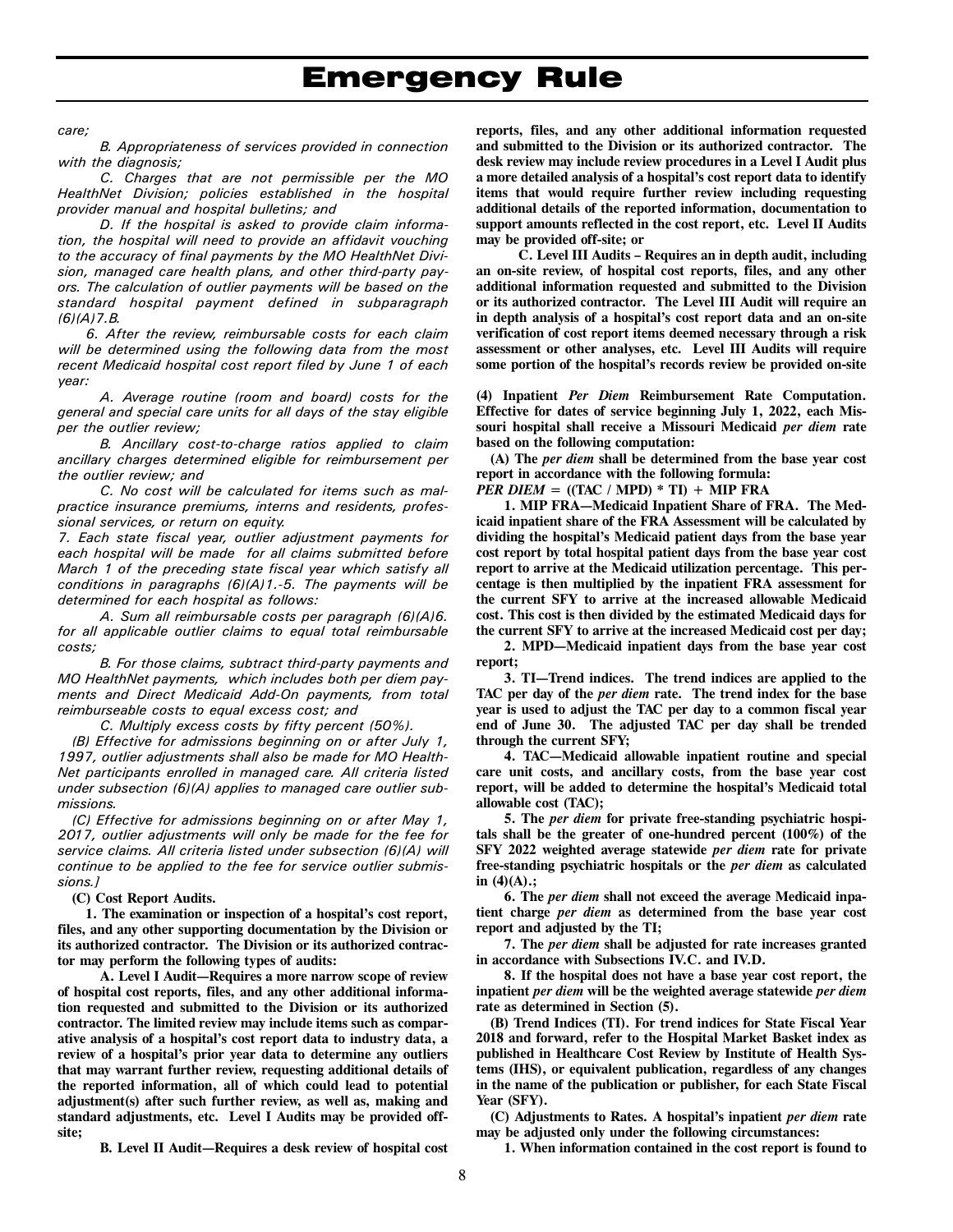*care;*

*B. Appropriateness of services provided in connection with the diagnosis;*

*C. Charges that are not permissible per the MO HealthNet Division; policies established in the hospital provider manual and hospital bulletins; and*

*D. If the hospital is asked to provide claim information, the hospital will need to provide an affidavit vouching to the accuracy of final payments by the MO HealthNet Division, managed care health plans, and other third-party payors. The calculation of outlier payments will be based on the standard hospital payment defined in subparagraph (6)(A)7.B.*

*6. After the review, reimbursable costs for each claim will be determined using the following data from the most recent Medicaid hospital cost report filed by June 1 of each year:*

*A. Average routine (room and board) costs for the general and special care units for all days of the stay eligible per the outlier review;*

*B. Ancillary cost-to-charge ratios applied to claim ancillary charges determined eligible for reimbursement per the outlier review; and*

*C. No cost will be calculated for items such as malpractice insurance premiums, interns and residents, professional services, or return on equity.*

*7. Each state fiscal year, outlier adjustment payments for each hospital will be made for all claims submitted before March 1 of the preceding state fiscal year which satisfy all conditions in paragraphs (6)(A)1.-5. The payments will be determined for each hospital as follows:*

*A. Sum all reimbursable costs per paragraph (6)(A)6. for all applicable outlier claims to equal total reimbursable costs;*

*B. For those claims, subtract third-party payments and MO HealthNet payments, which includes both per diem payments and Direct Medicaid Add-On payments, from total reimburseable costs to equal excess cost; and*

*C. Multiply excess costs by fifty percent (50%).*

*(B) Effective for admissions beginning on or after July 1, 1997, outlier adjustments shall also be made for MO HealthNet participants enrolled in managed care. All criteria listed under subsection (6)(A) applies to managed care outlier submissions.*

*(C) Effective for admissions beginning on or after May 1, 2017, outlier adjustments will only be made for the fee for service claims. All criteria listed under subsection (6)(A) will continue to be applied to the fee for service outlier submissions.]*

**(C) Cost Report Audits.**

**1. The examination or inspection of a hospital's cost report, files, and any other supporting documentation by the Division or its authorized contractor. The Division or its authorized contractor may perform the following types of audits:**

**A. Level I Audit—Requires a more narrow scope of review of hospital cost reports, files, and any other additional information requested and submitted to the Division or its authorized contractor. The limited review may include items such as comparative analysis of a hospital's cost report data to industry data, a review of a hospital's prior year data to determine any outliers that may warrant further review, requesting additional details of the reported information, all of which could lead to potential adjustment(s) after such further review, as well as, making and standard adjustments, etc. Level I Audits may be provided off-site;**

**B. Level II Audit—Requires a desk review of hospital cost reports, files, and any other additional information requested and submitted to the Division or its authorized contractor. The desk review may include review procedures in a Level I Audit plus a more detailed analysis of a hospital's cost report data to identify items that would require further review including requesting additional details of the reported information, documentation to support amounts reflected in the cost report, etc. Level II Audits may be provided off-site; or**

**C. Level III Audits – Requires an in depth audit, including an on-site review, of hospital cost reports, files, and any other additional information requested and submitted to the Division or its authorized contractor. The Level III Audit will require an in depth analysis of a hospital's cost report data and an on-site verification of cost report items deemed necessary through a risk assessment or other analyses, etc. Level III Audits will require some portion of the hospital's records review be provided on-site**

**(4) Inpatient *Per Diem* Reimbursement Rate Computation. Effective for dates of service beginning July 1, 2022, each Missouri hospital shall receive a Missouri Medicaid *per diem* rate based on the following computation:**

**(A) The *per diem* shall be determined from the base year cost report in accordance with the following formula:**

***PER DIEM* = ((TAC / MPD) * TI) + MIP FRA**

**1. MIP FRA—Medicaid Inpatient Share of FRA. The Medicaid inpatient share of the FRA Assessment will be calculated by dividing the hospital's Medicaid patient days from the base year cost report by total hospital patient days from the base year cost report to arrive at the Medicaid utilization percentage. This percentage is then multiplied by the inpatient FRA assessment for the current SFY to arrive at the increased allowable Medicaid cost. This cost is then divided by the estimated Medicaid days for the current SFY to arrive at the increased Medicaid cost per day;**

**2. MPD—Medicaid inpatient days from the base year cost report;**

**3. TI—Trend indices. The trend indices are applied to the TAC per day of the *per diem* rate. The trend index for the base year is used to adjust the TAC per day to a common fiscal year end of June 30. The adjusted TAC per day shall be trended through the current SFY;**

**4. TAC—Medicaid allowable inpatient routine and special care unit costs, and ancillary costs, from the base year cost report, will be added to determine the hospital's Medicaid total allowable cost (TAC);**

**5. The *per diem* for private free-standing psychiatric hospitals shall be the greater of one-hundred percent (100%) of the SFY 2022 weighted average statewide *per diem* rate for private free-standing psychiatric hospitals or the *per diem* as calculated in (4)(A).;**

**6. The *per diem* shall not exceed the average Medicaid inpatient charge *per diem* as determined from the base year cost report and adjusted by the TI;**

**7. The *per diem* shall be adjusted for rate increases granted in accordance with Subsections IV.C. and IV.D.**

**8. If the hospital does not have a base year cost report, the inpatient *per diem* will be the weighted average statewide *per diem* rate as determined in Section (5).**

**(B) Trend Indices (TI). For trend indices for State Fiscal Year 2018 and forward, refer to the Hospital Market Basket index as published in Healthcare Cost Review by Institute of Health Systems (IHS), or equivalent publication, regardless of any changes in the name of the publication or publisher, for each State Fiscal Year (SFY).**

**(C) Adjustments to Rates. A hospital's inpatient *per diem* rate may be adjusted only under the following circumstances:**

**1. When information contained in the cost report is found to**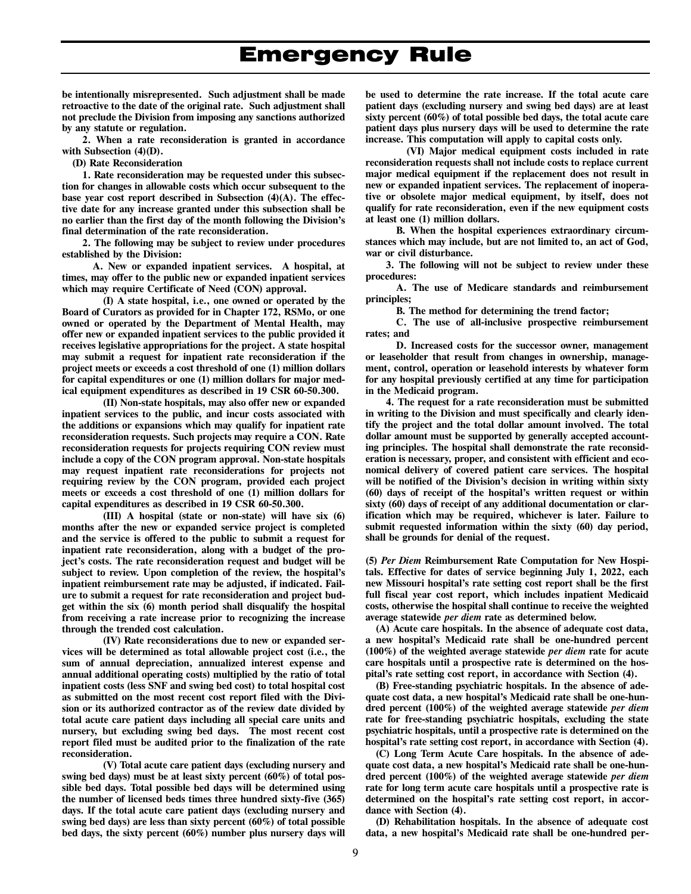**be intentionally misrepresented. Such adjustment shall be made retroactive to the date of the original rate. Such adjustment shall not preclude the Division from imposing any sanctions authorized by any statute or regulation.**

**2. When a rate reconsideration is granted in accordance with Subsection (4)(D).**

**(D) Rate Reconsideration**

**1. Rate reconsideration may be requested under this subsection for changes in allowable costs which occur subsequent to the base year cost report described in Subsection (4)(A). The effective date for any increase granted under this subsection shall be no earlier than the first day of the month following the Division's final determination of the rate reconsideration.**

**2. The following may be subject to review under procedures established by the Division:**

**A. New or expanded inpatient services. A hospital, at times, may offer to the public new or expanded inpatient services which may require Certificate of Need (CON) approval.**

**(I) A state hospital, i.e., one owned or operated by the Board of Curators as provided for in Chapter 172, RSMo, or one owned or operated by the Department of Mental Health, may offer new or expanded inpatient services to the public provided it receives legislative appropriations for the project. A state hospital may submit a request for inpatient rate reconsideration if the project meets or exceeds a cost threshold of one (1) million dollars for capital expenditures or one (1) million dollars for major medical equipment expenditures as described in 19 CSR 60-50.300.**

**(II) Non-state hospitals, may also offer new or expanded inpatient services to the public, and incur costs associated with the additions or expansions which may qualify for inpatient rate reconsideration requests. Such projects may require a CON. Rate reconsideration requests for projects requiring CON review must include a copy of the CON program approval. Non-state hospitals may request inpatient rate reconsiderations for projects not requiring review by the CON program, provided each project meets or exceeds a cost threshold of one (1) million dollars for capital expenditures as described in 19 CSR 60-50.300.**

**(III) A hospital (state or non-state) will have six (6) months after the new or expanded service project is completed and the service is offered to the public to submit a request for inpatient rate reconsideration, along with a budget of the project's costs. The rate reconsideration request and budget will be subject to review. Upon completion of the review, the hospital's inpatient reimbursement rate may be adjusted, if indicated. Failure to submit a request for rate reconsideration and project budget within the six (6) month period shall disqualify the hospital from receiving a rate increase prior to recognizing the increase through the trended cost calculation.**

**(IV) Rate reconsiderations due to new or expanded services will be determined as total allowable project cost (i.e., the sum of annual depreciation, annualized interest expense and annual additional operating costs) multiplied by the ratio of total inpatient costs (less SNF and swing bed cost) to total hospital cost as submitted on the most recent cost report filed with the Division or its authorized contractor as of the review date divided by total acute care patient days including all special care units and nursery, but excluding swing bed days. The most recent cost report filed must be audited prior to the finalization of the rate reconsideration.**

**(V) Total acute care patient days (excluding nursery and swing bed days) must be at least sixty percent (60%) of total possible bed days. Total possible bed days will be determined using the number of licensed beds times three hundred sixty-five (365) days. If the total acute care patient days (excluding nursery and swing bed days) are less than sixty percent (60%) of total possible bed days, the sixty percent (60%) number plus nursery days will be used to determine the rate increase. If the total acute care patient days (excluding nursery and swing bed days) are at least sixty percent (60%) of total possible bed days, the total acute care patient days plus nursery days will be used to determine the rate increase. This computation will apply to capital costs only.**

**(VI) Major medical equipment costs included in rate reconsideration requests shall not include costs to replace current major medical equipment if the replacement does not result in new or expanded inpatient services. The replacement of inoperative or obsolete major medical equipment, by itself, does not qualify for rate reconsideration, even if the new equipment costs at least one (1) million dollars.**

**B. When the hospital experiences extraordinary circumstances which may include, but are not limited to, an act of God, war or civil disturbance.**

**3. The following will not be subject to review under these procedures:**

**A. The use of Medicare standards and reimbursement principles;**

**B. The method for determining the trend factor;**

**C. The use of all-inclusive prospective reimbursement rates; and**

**D. Increased costs for the successor owner, management or leaseholder that result from changes in ownership, management, control, operation or leasehold interests by whatever form for any hospital previously certified at any time for participation in the Medicaid program.**

**4. The request for a rate reconsideration must be submitted in writing to the Division and must specifically and clearly identify the project and the total dollar amount involved. The total dollar amount must be supported by generally accepted accounting principles. The hospital shall demonstrate the rate reconsideration is necessary, proper, and consistent with efficient and economical delivery of covered patient care services. The hospital will be notified of the Division's decision in writing within sixty (60) days of receipt of the hospital's written request or within sixty (60) days of receipt of any additional documentation or clarification which may be required, whichever is later. Failure to submit requested information within the sixty (60) day period, shall be grounds for denial of the request.**

**(5) *Per Diem* Reimbursement Rate Computation for New Hospitals. Effective for dates of service beginning July 1, 2022, each new Missouri hospital's rate setting cost report shall be the first full fiscal year cost report, which includes inpatient Medicaid costs, otherwise the hospital shall continue to receive the weighted average statewide *per diem* rate as determined below.**

**(A) Acute care hospitals. In the absence of adequate cost data, a new hospital's Medicaid rate shall be one-hundred percent (100%) of the weighted average statewide *per diem* rate for acute care hospitals until a prospective rate is determined on the hospital's rate setting cost report, in accordance with Section (4).**

**(B) Free-standing psychiatric hospitals. In the absence of adequate cost data, a new hospital's Medicaid rate shall be one-hundred percent (100%) of the weighted average statewide *per diem* rate for free-standing psychiatric hospitals, excluding the state psychiatric hospitals, until a prospective rate is determined on the hospital's rate setting cost report, in accordance with Section (4).**

**(C) Long Term Acute Care hospitals. In the absence of adequate cost data, a new hospital's Medicaid rate shall be one-hundred percent (100%) of the weighted average statewide *per diem* rate for long term acute care hospitals until a prospective rate is determined on the hospital's rate setting cost report, in accordance with Section (4).**

**(D) Rehabilitation hospitals. In the absence of adequate cost data, a new hospital's Medicaid rate shall be one-hundred per-**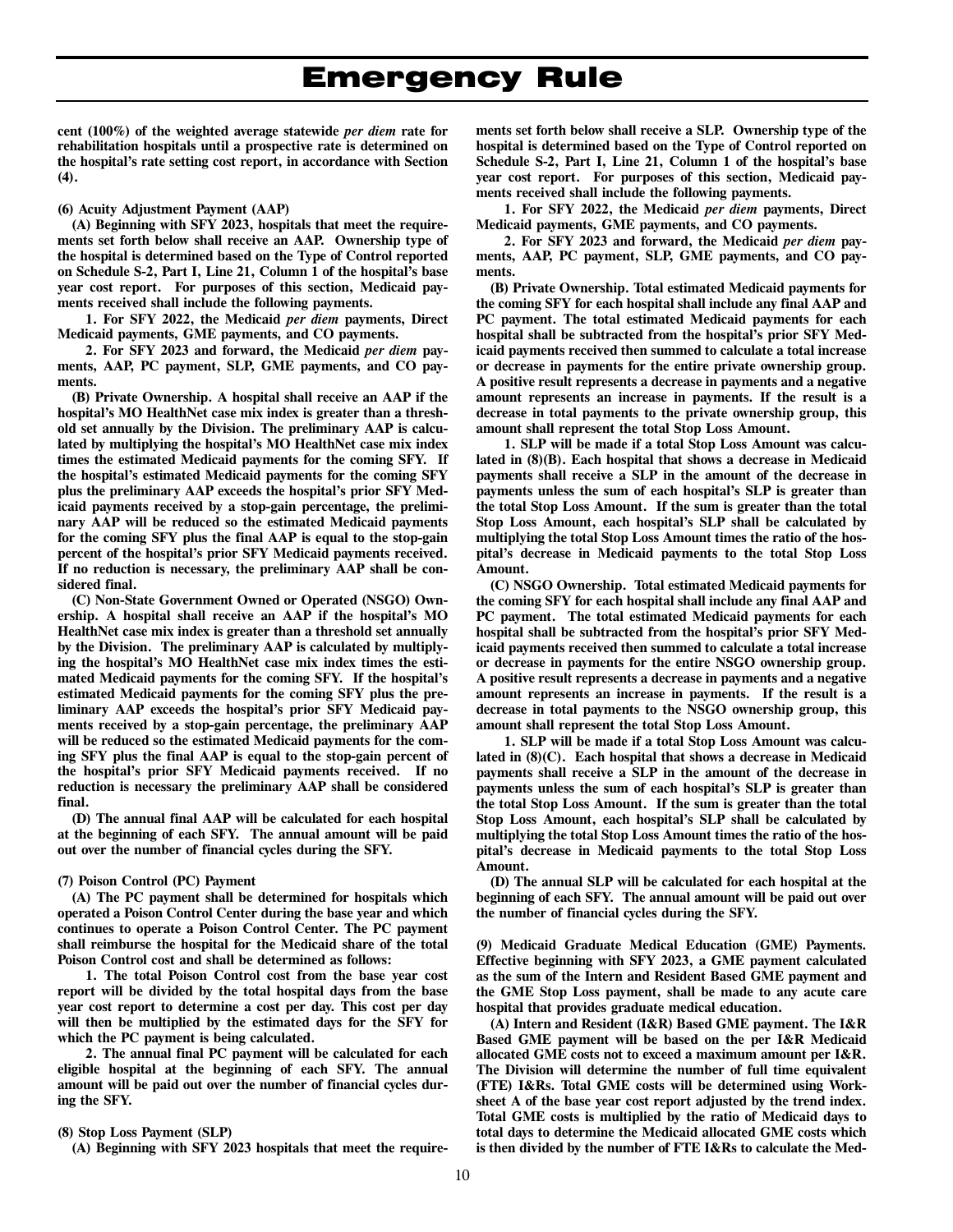**cent (100%) of the weighted average statewide *per diem* rate for rehabilitation hospitals until a prospective rate is determined on the hospital's rate setting cost report, in accordance with Section (4).**

**(6) Acuity Adjustment Payment (AAP)**

**(A) Beginning with SFY 2023, hospitals that meet the requirements set forth below shall receive an AAP. Ownership type of the hospital is determined based on the Type of Control reported on Schedule S-2, Part I, Line 21, Column 1 of the hospital's base year cost report. For purposes of this section, Medicaid payments received shall include the following payments.**

**1. For SFY 2022, the Medicaid *per diem* payments, Direct Medicaid payments, GME payments, and CO payments.**

**2. For SFY 2023 and forward, the Medicaid *per diem* payments, AAP, PC payment, SLP, GME payments, and CO payments.**

**(B) Private Ownership. A hospital shall receive an AAP if the hospital's MO HealthNet case mix index is greater than a threshold set annually by the Division. The preliminary AAP is calculated by multiplying the hospital's MO HealthNet case mix index times the estimated Medicaid payments for the coming SFY. If the hospital's estimated Medicaid payments for the coming SFY plus the preliminary AAP exceeds the hospital's prior SFY Medicaid payments received by a stop-gain percentage, the preliminary AAP will be reduced so the estimated Medicaid payments for the coming SFY plus the final AAP is equal to the stop-gain percent of the hospital's prior SFY Medicaid payments received. If no reduction is necessary, the preliminary AAP shall be considered final.**

**(C) Non-State Government Owned or Operated (NSGO) Ownership. A hospital shall receive an AAP if the hospital's MO HealthNet case mix index is greater than a threshold set annually by the Division. The preliminary AAP is calculated by multiplying the hospital's MO HealthNet case mix index times the estimated Medicaid payments for the coming SFY. If the hospital's estimated Medicaid payments for the coming SFY plus the preliminary AAP exceeds the hospital's prior SFY Medicaid payments received by a stop-gain percentage, the preliminary AAP will be reduced so the estimated Medicaid payments for the coming SFY plus the final AAP is equal to the stop-gain percent of the hospital's prior SFY Medicaid payments received. If no reduction is necessary the preliminary AAP shall be considered final.**

**(D) The annual final AAP will be calculated for each hospital at the beginning of each SFY. The annual amount will be paid out over the number of financial cycles during the SFY.**

**(7) Poison Control (PC) Payment**

**(A) The PC payment shall be determined for hospitals which operated a Poison Control Center during the base year and which continues to operate a Poison Control Center. The PC payment shall reimburse the hospital for the Medicaid share of the total Poison Control cost and shall be determined as follows:**

**1. The total Poison Control cost from the base year cost report will be divided by the total hospital days from the base year cost report to determine a cost per day. This cost per day will then be multiplied by the estimated days for the SFY for which the PC payment is being calculated.**

**2. The annual final PC payment will be calculated for each eligible hospital at the beginning of each SFY. The annual amount will be paid out over the number of financial cycles during the SFY.**

**(8) Stop Loss Payment (SLP)**

**(A) Beginning with SFY 2023 hospitals that meet the requirements set forth below shall receive a SLP. Ownership type of the hospital is determined based on the Type of Control reported on Schedule S-2, Part I, Line 21, Column 1 of the hospital's base year cost report. For purposes of this section, Medicaid payments received shall include the following payments.**

**1. For SFY 2022, the Medicaid *per diem* payments, Direct Medicaid payments, GME payments, and CO payments.**

**2. For SFY 2023 and forward, the Medicaid *per diem* payments, AAP, PC payment, SLP, GME payments, and CO payments.**

**(B) Private Ownership. Total estimated Medicaid payments for the coming SFY for each hospital shall include any final AAP and PC payment. The total estimated Medicaid payments for each hospital shall be subtracted from the hospital's prior SFY Medicaid payments received then summed to calculate a total increase or decrease in payments for the entire private ownership group. A positive result represents a decrease in payments and a negative amount represents an increase in payments. If the result is a decrease in total payments to the private ownership group, this amount shall represent the total Stop Loss Amount.**

**1. SLP will be made if a total Stop Loss Amount was calculated in (8)(B). Each hospital that shows a decrease in Medicaid payments shall receive a SLP in the amount of the decrease in payments unless the sum of each hospital's SLP is greater than the total Stop Loss Amount. If the sum is greater than the total Stop Loss Amount, each hospital's SLP shall be calculated by multiplying the total Stop Loss Amount times the ratio of the hospital's decrease in Medicaid payments to the total Stop Loss Amount.**

**(C) NSGO Ownership. Total estimated Medicaid payments for the coming SFY for each hospital shall include any final AAP and PC payment. The total estimated Medicaid payments for each hospital shall be subtracted from the hospital's prior SFY Medicaid payments received then summed to calculate a total increase or decrease in payments for the entire NSGO ownership group. A positive result represents a decrease in payments and a negative amount represents an increase in payments. If the result is a decrease in total payments to the NSGO ownership group, this amount shall represent the total Stop Loss Amount.**

**1. SLP will be made if a total Stop Loss Amount was calculated in (8)(C). Each hospital that shows a decrease in Medicaid payments shall receive a SLP in the amount of the decrease in payments unless the sum of each hospital's SLP is greater than the total Stop Loss Amount. If the sum is greater than the total Stop Loss Amount, each hospital's SLP shall be calculated by multiplying the total Stop Loss Amount times the ratio of the hospital's decrease in Medicaid payments to the total Stop Loss Amount.**

**(D) The annual SLP will be calculated for each hospital at the beginning of each SFY. The annual amount will be paid out over the number of financial cycles during the SFY.**

**(9) Medicaid Graduate Medical Education (GME) Payments. Effective beginning with SFY 2023, a GME payment calculated as the sum of the Intern and Resident Based GME payment and the GME Stop Loss payment, shall be made to any acute care hospital that provides graduate medical education.**

**(A) Intern and Resident (I&R) Based GME payment. The I&R Based GME payment will be based on the per I&R Medicaid allocated GME costs not to exceed a maximum amount per I&R. The Division will determine the number of full time equivalent (FTE) I&Rs. Total GME costs will be determined using Worksheet A of the base year cost report adjusted by the trend index. Total GME costs is multiplied by the ratio of Medicaid days to total days to determine the Medicaid allocated GME costs which is then divided by the number of FTE I&Rs to calculate the Med-**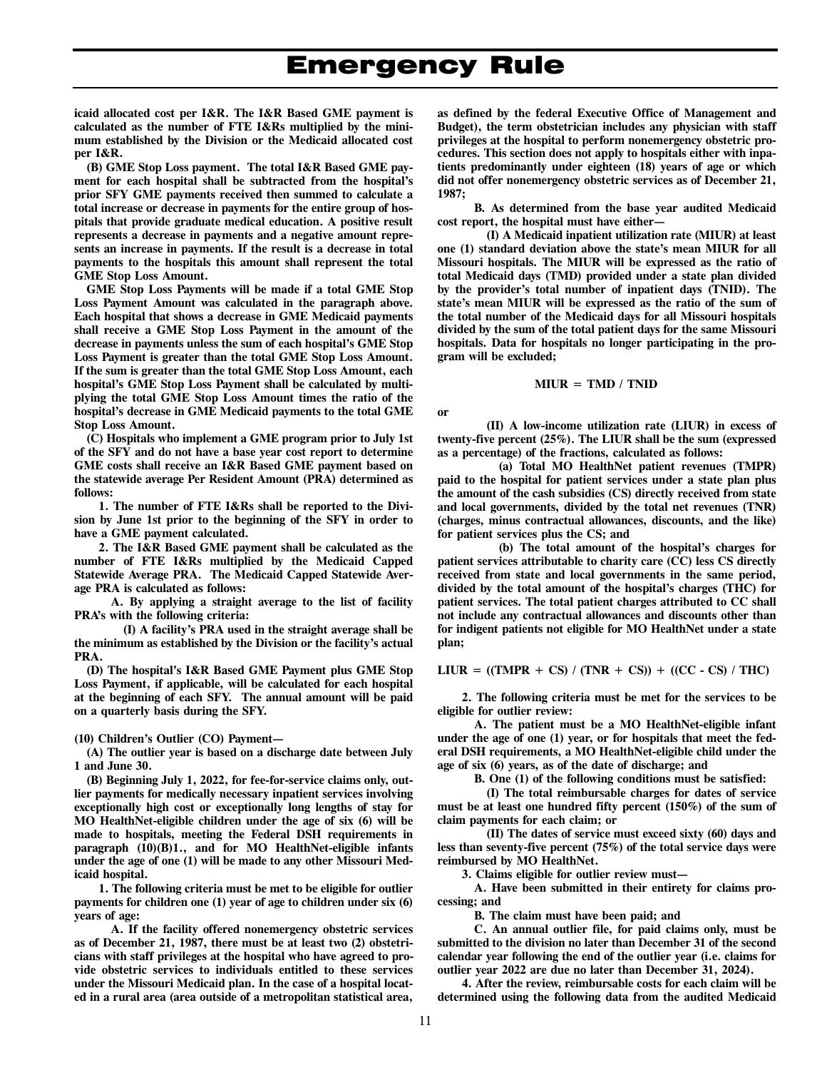**icaid allocated cost per I&R. The I&R Based GME payment is calculated as the number of FTE I&Rs multiplied by the minimum established by the Division or the Medicaid allocated cost per I&R.**

**(B) GME Stop Loss payment. The total I&R Based GME payment for each hospital shall be subtracted from the hospital's prior SFY GME payments received then summed to calculate a total increase or decrease in payments for the entire group of hospitals that provide graduate medical education. A positive result represents a decrease in payments and a negative amount represents an increase in payments. If the result is a decrease in total payments to the hospitals this amount shall represent the total GME Stop Loss Amount.**

**GME Stop Loss Payments will be made if a total GME Stop Loss Payment Amount was calculated in the paragraph above. Each hospital that shows a decrease in GME Medicaid payments shall receive a GME Stop Loss Payment in the amount of the decrease in payments unless the sum of each hospital's GME Stop Loss Payment is greater than the total GME Stop Loss Amount. If the sum is greater than the total GME Stop Loss Amount, each hospital's GME Stop Loss Payment shall be calculated by multiplying the total GME Stop Loss Amount times the ratio of the hospital's decrease in GME Medicaid payments to the total GME Stop Loss Amount.**

**(C) Hospitals who implement a GME program prior to July 1st of the SFY and do not have a base year cost report to determine GME costs shall receive an I&R Based GME payment based on the statewide average Per Resident Amount (PRA) determined as follows:**

**1. The number of FTE I&Rs shall be reported to the Division by June 1st prior to the beginning of the SFY in order to have a GME payment calculated.**

**2. The I&R Based GME payment shall be calculated as the number of FTE I&Rs multiplied by the Medicaid Capped Statewide Average PRA. The Medicaid Capped Statewide Average PRA is calculated as follows:**

**A. By applying a straight average to the list of facility PRA's with the following criteria:**

**(I) A facility's PRA used in the straight average shall be the minimum as established by the Division or the facility's actual PRA.**

**(D) The hospital's I&R Based GME Payment plus GME Stop Loss Payment, if applicable, will be calculated for each hospital at the beginning of each SFY. The annual amount will be paid on a quarterly basis during the SFY.**

**(10) Children's Outlier (CO) Payment—**

**(A) The outlier year is based on a discharge date between July 1 and June 30.**

**(B) Beginning July 1, 2022, for fee-for-service claims only, outlier payments for medically necessary inpatient services involving exceptionally high cost or exceptionally long lengths of stay for MO HealthNet-eligible children under the age of six (6) will be made to hospitals, meeting the Federal DSH requirements in paragraph (10)(B)1., and for MO HealthNet-eligible infants under the age of one (1) will be made to any other Missouri Medicaid hospital.**

**1. The following criteria must be met to be eligible for outlier payments for children one (1) year of age to children under six (6) years of age:**

**A. If the facility offered nonemergency obstetric services as of December 21, 1987, there must be at least two (2) obstetricians with staff privileges at the hospital who have agreed to provide obstetric services to individuals entitled to these services under the Missouri Medicaid plan. In the case of a hospital located in a rural area (area outside of a metropolitan statistical area, as defined by the federal Executive Office of Management and Budget), the term obstetrician includes any physician with staff privileges at the hospital to perform nonemergency obstetric procedures. This section does not apply to hospitals either with inpatients predominantly under eighteen (18) years of age or which did not offer nonemergency obstetric services as of December 21, 1987;**

**B. As determined from the base year audited Medicaid cost report, the hospital must have either—**

**(I) A Medicaid inpatient utilization rate (MIUR) at least one (1) standard deviation above the state's mean MIUR for all Missouri hospitals. The MIUR will be expressed as the ratio of total Medicaid days (TMD) provided under a state plan divided by the provider's total number of inpatient days (TNID). The state's mean MIUR will be expressed as the ratio of the sum of the total number of the Medicaid days for all Missouri hospitals divided by the sum of the total patient days for the same Missouri hospitals. Data for hospitals no longer participating in the program will be excluded;**

$$MIUR = TMD / TNID$$

**or**

**(II) A low-income utilization rate (LIUR) in excess of twenty-five percent (25%). The LIUR shall be the sum (expressed as a percentage) of the fractions, calculated as follows:**

**(a) Total MO HealthNet patient revenues (TMPR) paid to the hospital for patient services under a state plan plus the amount of the cash subsidies (CS) directly received from state and local governments, divided by the total net revenues (TNR) (charges, minus contractual allowances, discounts, and the like) for patient services plus the CS; and**

**(b) The total amount of the hospital's charges for patient services attributable to charity care (CC) less CS directly received from state and local governments in the same period, divided by the total amount of the hospital's charges (THC) for patient services. The total patient charges attributed to CC shall not include any contractual allowances and discounts other than for indigent patients not eligible for MO HealthNet under a state plan;**

$$LIUR = ((TMPR + CS) / (TNR + CS)) + ((CC - CS) / THC)$$

**2. The following criteria must be met for the services to be eligible for outlier review:**

**A. The patient must be a MO HealthNet-eligible infant under the age of one (1) year, or for hospitals that meet the federal DSH requirements, a MO HealthNet-eligible child under the age of six (6) years, as of the date of discharge; and**

**B. One (1) of the following conditions must be satisfied:**

**(I) The total reimbursable charges for dates of service must be at least one hundred fifty percent (150%) of the sum of claim payments for each claim; or**

**(II) The dates of service must exceed sixty (60) days and less than seventy-five percent (75%) of the total service days were reimbursed by MO HealthNet.**

**3. Claims eligible for outlier review must—**

**A. Have been submitted in their entirety for claims processing; and**

**B. The claim must have been paid; and**

**C. An annual outlier file, for paid claims only, must be submitted to the division no later than December 31 of the second calendar year following the end of the outlier year (i.e. claims for outlier year 2022 are due no later than December 31, 2024).**

**4. After the review, reimbursable costs for each claim will be determined using the following data from the audited Medicaid**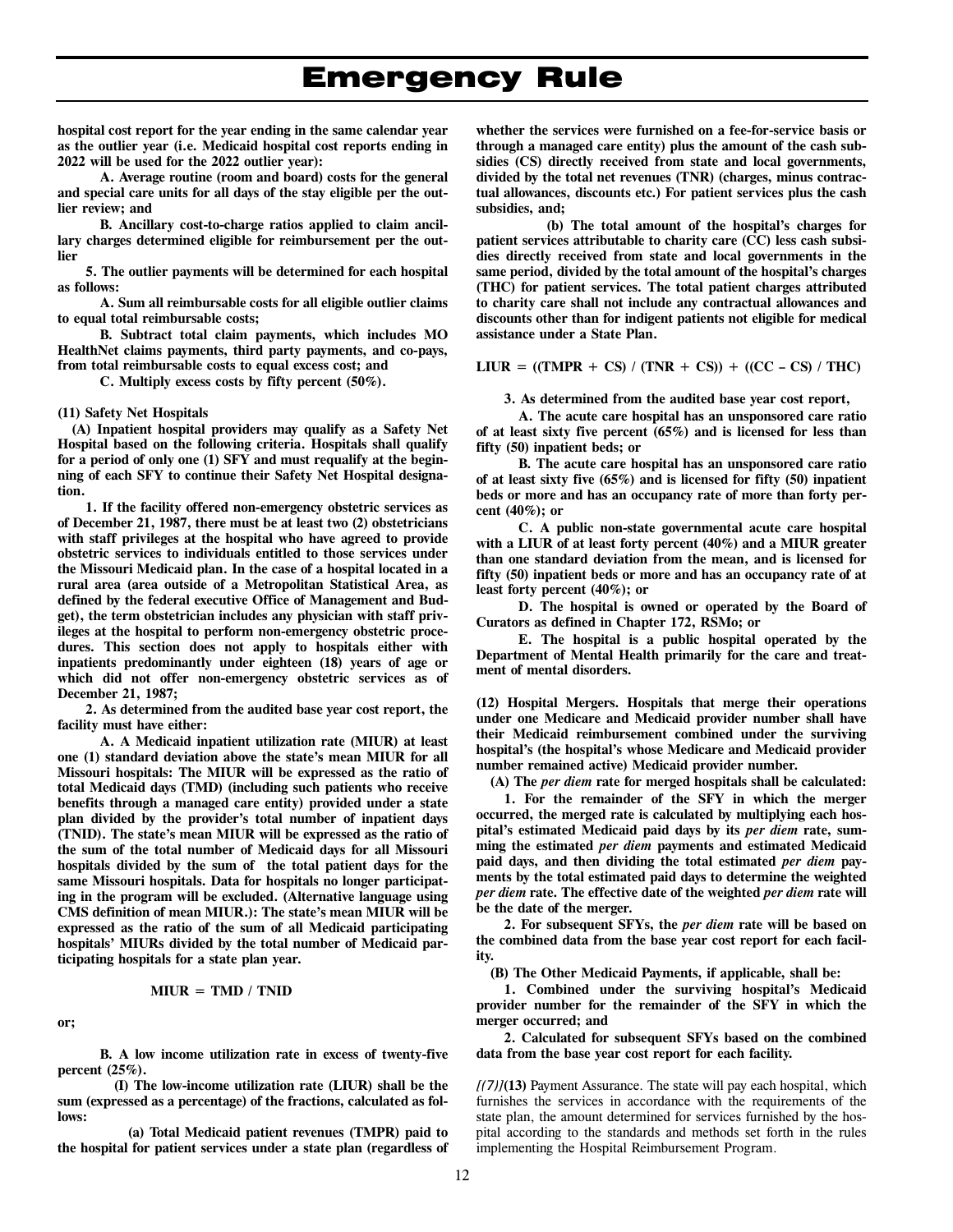**hospital cost report for the year ending in the same calendar year as the outlier year (i.e. Medicaid hospital cost reports ending in 2022 will be used for the 2022 outlier year):**

**A. Average routine (room and board) costs for the general and special care units for all days of the stay eligible per the outlier review; and**

**B. Ancillary cost-to-charge ratios applied to claim ancillary charges determined eligible for reimbursement per the outlier**

**5. The outlier payments will be determined for each hospital as follows:**

**A. Sum all reimbursable costs for all eligible outlier claims to equal total reimbursable costs;**

**B. Subtract total claim payments, which includes MO HealthNet claims payments, third party payments, and co-pays, from total reimbursable costs to equal excess cost; and**

**C. Multiply excess costs by fifty percent (50%).**

**(11) Safety Net Hospitals**

**(A) Inpatient hospital providers may qualify as a Safety Net Hospital based on the following criteria. Hospitals shall qualify for a period of only one (1) SFY and must requalify at the beginning of each SFY to continue their Safety Net Hospital designation.**

**1. If the facility offered non-emergency obstetric services as of December 21, 1987, there must be at least two (2) obstetricians with staff privileges at the hospital who have agreed to provide obstetric services to individuals entitled to those services under the Missouri Medicaid plan. In the case of a hospital located in a rural area (area outside of a Metropolitan Statistical Area, as defined by the federal executive Office of Management and Budget), the term obstetrician includes any physician with staff privileges at the hospital to perform non-emergency obstetric procedures. This section does not apply to hospitals either with inpatients predominantly under eighteen (18) years of age or which did not offer non-emergency obstetric services as of December 21, 1987;**

**2. As determined from the audited base year cost report, the facility must have either:**

**A. A Medicaid inpatient utilization rate (MIUR) at least one (1) standard deviation above the state's mean MIUR for all Missouri hospitals: The MIUR will be expressed as the ratio of total Medicaid days (TMD) (including such patients who receive benefits through a managed care entity) provided under a state plan divided by the provider's total number of inpatient days (TNID). The state's mean MIUR will be expressed as the ratio of the sum of the total number of Medicaid days for all Missouri hospitals divided by the sum of the total patient days for the same Missouri hospitals. Data for hospitals no longer participating in the program will be excluded. (Alternative language using CMS definition of mean MIUR.): The state's mean MIUR will be expressed as the ratio of the sum of all Medicaid participating hospitals' MIURs divided by the total number of Medicaid participating hospitals for a state plan year.**

$$MIUR = TMD / TNID$$

**or;**

**B. A low income utilization rate in excess of twenty-five percent (25%).**

**(I) The low-income utilization rate (LIUR) shall be the sum (expressed as a percentage) of the fractions, calculated as follows:**

**(a) Total Medicaid patient revenues (TMPR) paid to the hospital for patient services under a state plan (regardless of whether the services were furnished on a fee-for-service basis or through a managed care entity) plus the amount of the cash subsidies (CS) directly received from state and local governments, divided by the total net revenues (TNR) (charges, minus contractual allowances, discounts etc.) For patient services plus the cash subsidies, and;**

**(b) The total amount of the hospital's charges for patient services attributable to charity care (CC) less cash subsidies directly received from state and local governments in the same period, divided by the total amount of the hospital's charges (THC) for patient services. The total patient charges attributed to charity care shall not include any contractual allowances and discounts other than for indigent patients not eligible for medical assistance under a State Plan.**

$$LIUR = ((TMPR + CS) / (TNR + CS)) + ((CC – CS) / THC)$$

**3. As determined from the audited base year cost report,**

**A. The acute care hospital has an unsponsored care ratio of at least sixty five percent (65%) and is licensed for less than fifty (50) inpatient beds; or**

**B. The acute care hospital has an unsponsored care ratio of at least sixty five (65%) and is licensed for fifty (50) inpatient beds or more and has an occupancy rate of more than forty percent (40%); or**

**C. A public non-state governmental acute care hospital with a LIUR of at least forty percent (40%) and a MIUR greater than one standard deviation from the mean, and is licensed for fifty (50) inpatient beds or more and has an occupancy rate of at least forty percent (40%); or**

**D. The hospital is owned or operated by the Board of Curators as defined in Chapter 172, RSMo; or**

**E. The hospital is a public hospital operated by the Department of Mental Health primarily for the care and treatment of mental disorders.**

**(12) Hospital Mergers. Hospitals that merge their operations under one Medicare and Medicaid provider number shall have their Medicaid reimbursement combined under the surviving hospital's (the hospital's whose Medicare and Medicaid provider number remained active) Medicaid provider number.**

**(A) The *per diem* rate for merged hospitals shall be calculated:**

**1. For the remainder of the SFY in which the merger occurred, the merged rate is calculated by multiplying each hospital's estimated Medicaid paid days by its *per diem* rate, summing the estimated *per diem* payments and estimated Medicaid paid days, and then dividing the total estimated *per diem* payments by the total estimated paid days to determine the weighted *per diem* rate. The effective date of the weighted *per diem* rate will be the date of the merger.**

**2. For subsequent SFYs, the *per diem* rate will be based on the combined data from the base year cost report for each facility.**

**(B) The Other Medicaid Payments, if applicable, shall be:**

**1. Combined under the surviving hospital's Medicaid provider number for the remainder of the SFY in which the merger occurred; and**

**2. Calculated for subsequent SFYs based on the combined data from the base year cost report for each facility.**

*[(7)]***(13)** Payment Assurance. The state will pay each hospital, which furnishes the services in accordance with the requirements of the state plan, the amount determined for services furnished by the hospital according to the standards and methods set forth in the rules implementing the Hospital Reimbursement Program.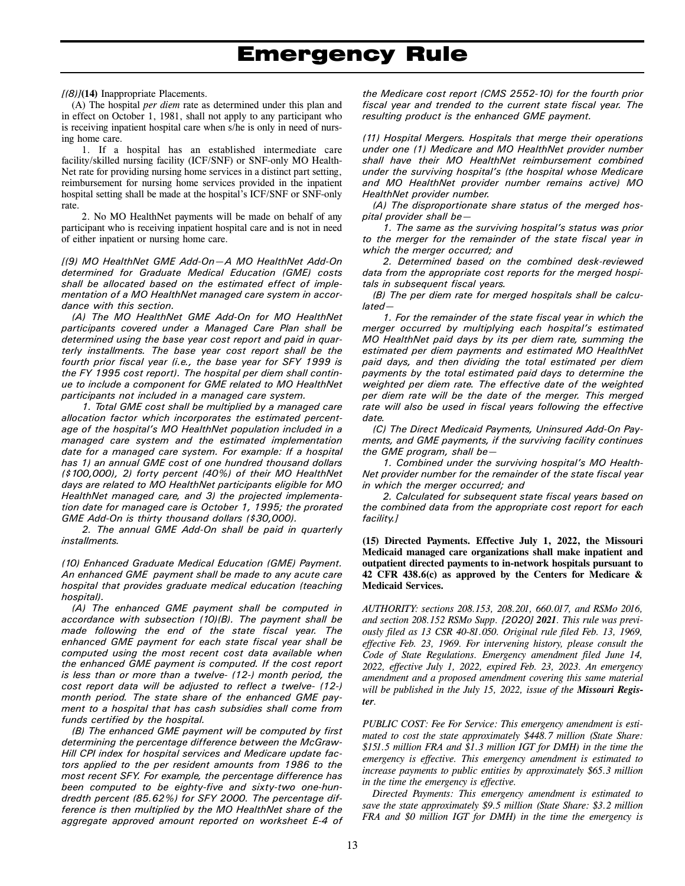*[(8)]***(14)** Inappropriate Placements.

(A) The hospital *per diem* rate as determined under this plan and in effect on October 1, 1981, shall not apply to any participant who is receiving inpatient hospital care when s/he is only in need of nursing home care.

1. If a hospital has an established intermediate care facility/skilled nursing facility (ICF/SNF) or SNF-only MO HealthNet rate for providing nursing home services in a distinct part setting, reimbursement for nursing home services provided in the inpatient hospital setting shall be made at the hospital's ICF/SNF or SNF-only rate.

2. No MO HealthNet payments will be made on behalf of any participant who is receiving inpatient hospital care and is not in need of either inpatient or nursing home care.

*[(9) MO HealthNet GME Add-On—A MO HealthNet Add-On determined for Graduate Medical Education (GME) costs shall be allocated based on the estimated effect of implementation of a MO HealthNet managed care system in accordance with this section.*

*(A) The MO HealthNet GME Add-On for MO HealthNet participants covered under a Managed Care Plan shall be determined using the base year cost report and paid in quarterly installments. The base year cost report shall be the fourth prior fiscal year (i.e., the base year for SFY 1999 is the FY 1995 cost report). The hospital per diem shall continue to include a component for GME related to MO HealthNet participants not included in a managed care system.*

*1. Total GME cost shall be multiplied by a managed care allocation factor which incorporates the estimated percentage of the hospital's MO HealthNet population included in a managed care system and the estimated implementation date for a managed care system. For example: If a hospital has 1) an annual GME cost of one hundred thousand dollars ($100,000), 2) forty percent (40%) of their MO HealthNet days are related to MO HealthNet participants eligible for MO HealthNet managed care, and 3) the projected implementation date for managed care is October 1, 1995; the prorated GME Add-On is thirty thousand dollars ($30,000).*

*2. The annual GME Add-On shall be paid in quarterly installments.*

*(10) Enhanced Graduate Medical Education (GME) Payment. An enhanced GME payment shall be made to any acute care hospital that provides graduate medical education (teaching hospital).*

*(A) The enhanced GME payment shall be computed in accordance with subsection (10)(B). The payment shall be made following the end of the state fiscal year. The enhanced GME payment for each state fiscal year shall be computed using the most recent cost data available when the enhanced GME payment is computed. If the cost report is less than or more than a twelve- (12-) month period, the cost report data will be adjusted to reflect a twelve- (12-) month period. The state share of the enhanced GME payment to a hospital that has cash subsidies shall come from funds certified by the hospital.*

*(B) The enhanced GME payment will be computed by first determining the percentage difference between the McGraw-Hill CPI index for hospital services and Medicare update factors applied to the per resident amounts from 1986 to the most recent SFY. For example, the percentage difference has been computed to be eighty-five and sixty-two one-hundredth percent (85.62%) for SFY 2000. The percentage difference is then multiplied by the MO HealthNet share of the aggregate approved amount reported on worksheet E-4 of the Medicare cost report (CMS 2552-10) for the fourth prior fiscal year and trended to the current state fiscal year. The resulting product is the enhanced GME payment.*

*(11) Hospital Mergers. Hospitals that merge their operations under one (1) Medicare and MO HealthNet provider number shall have their MO HealthNet reimbursement combined under the surviving hospital's (the hospital whose Medicare and MO HealthNet provider number remains active) MO HealthNet provider number.*

*(A) The disproportionate share status of the merged hospital provider shall be—*

*1. The same as the surviving hospital's status was prior to the merger for the remainder of the state fiscal year in which the merger occurred; and*

*2. Determined based on the combined desk-reviewed data from the appropriate cost reports for the merged hospitals in subsequent fiscal years.*

*(B) The per diem rate for merged hospitals shall be calculated—*

*1. For the remainder of the state fiscal year in which the merger occurred by multiplying each hospital's estimated MO HealthNet paid days by its per diem rate, summing the estimated per diem payments and estimated MO HealthNet paid days, and then dividing the total estimated per diem payments by the total estimated paid days to determine the weighted per diem rate. The effective date of the weighted per diem rate will be the date of the merger. This merged rate will also be used in fiscal years following the effective date.*

*(C) The Direct Medicaid Payments, Uninsured Add-On Payments, and GME payments, if the surviving facility continues the GME program, shall be—*

*1. Combined under the surviving hospital's MO HealthNet provider number for the remainder of the state fiscal year in which the merger occurred; and*

*2. Calculated for subsequent state fiscal years based on the combined data from the appropriate cost report for each facility.]*

**(15) Directed Payments. Effective July 1, 2022, the Missouri Medicaid managed care organizations shall make inpatient and outpatient directed payments to in-network hospitals pursuant to 42 CFR 438.6(c) as approved by the Centers for Medicare & Medicaid Services.**

*AUTHORITY: sections 208.153, 208.201, 660.017, and RSMo 2016, and section 208.152 RSMo Supp. [2020]* ***2021****. This rule was previously filed as 13 CSR 40-81.050. Original rule filed Feb. 13, 1969, effective Feb. 23, 1969. For intervening history, please consult the Code of State Regulations. Emergency amendment filed June 14, 2022, effective July 1, 2022, expired Feb. 23, 2023. An emergency amendment and a proposed amendment covering this same material will be published in the July 15, 2022, issue of the* ***Missouri Register****.*

*PUBLIC COST: Fee For Service: This emergency amendment is estimated to cost the state approximately $448.7 million (State Share: $151.5 million FRA and $1.3 million IGT for DMH) in the time the emergency is effective. This emergency amendment is estimated to increase payments to public entities by approximately $65.3 million in the time the emergency is effective.*

*Directed Payments: This emergency amendment is estimated to save the state approximately $9.5 million (State Share: $3.2 million FRA and $0 million IGT for DMH) in the time the emergency is*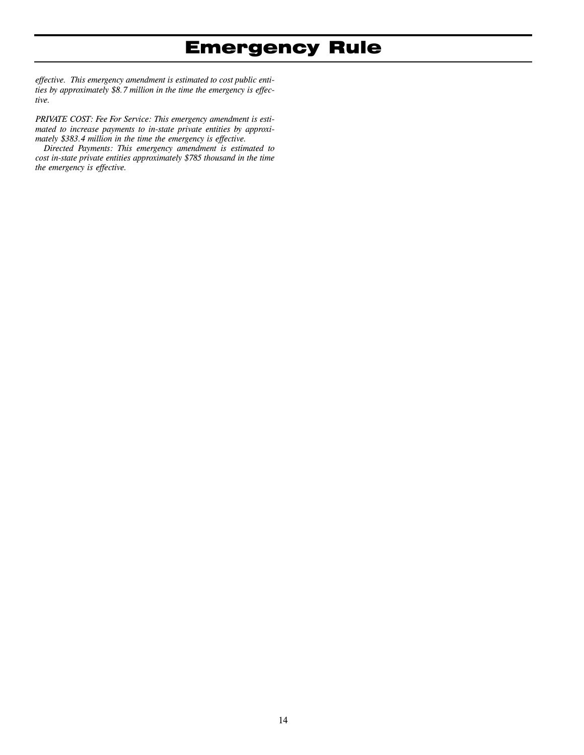*effective. This emergency amendment is estimated to cost public entities by approximately $8.7 million in the time the emergency is effective.*

*PRIVATE COST: Fee For Service: This emergency amendment is estimated to increase payments to in-state private entities by approximately $383.4 million in the time the emergency is effective.*

*Directed Payments: This emergency amendment is estimated to cost in-state private entities approximately $785 thousand in the time the emergency is effective.*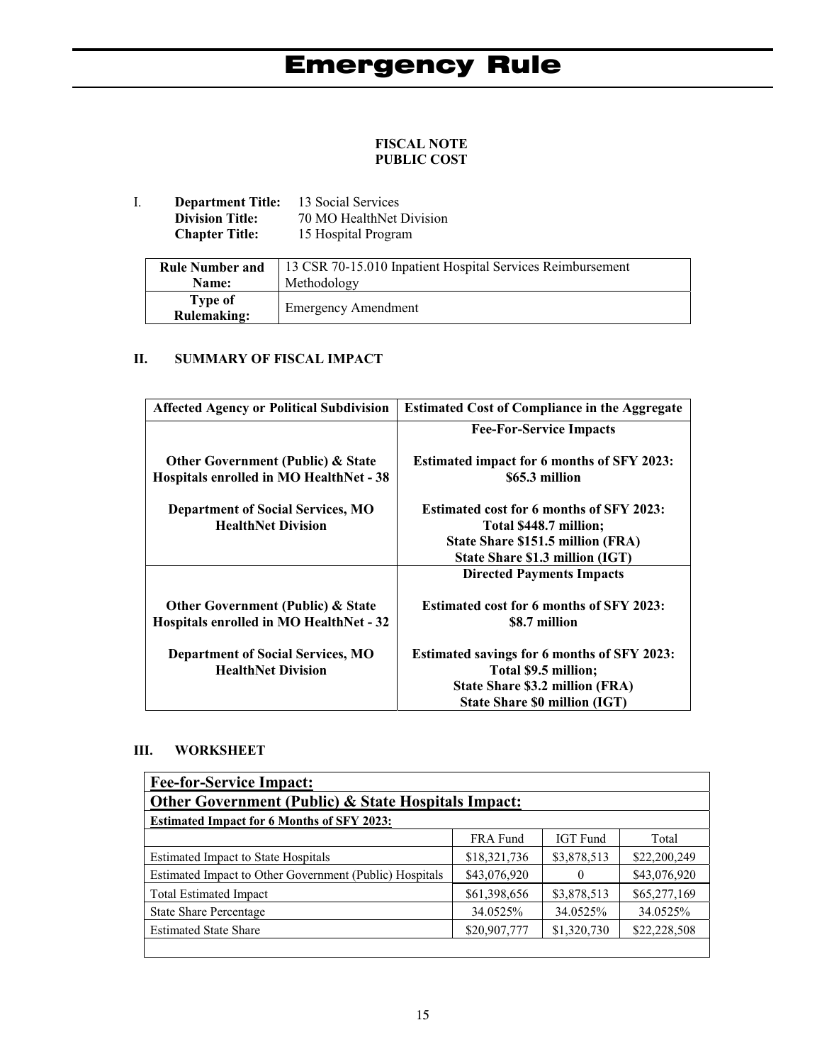# Emergency Rule

**FISCAL NOTE**
**PUBLIC COST**

I. **Department Title:** 13 Social Services
**Division Title:** 70 MO HealthNet Division
**Chapter Title:** 15 Hospital Program

| **Rule Number and Name:** | 13 CSR 70-15.010 Inpatient Hospital Services Reimbursement Methodology |
|---|---|
| **Type of Rulemaking:** | Emergency Amendment |

## II. SUMMARY OF FISCAL IMPACT

| Affected Agency or Political Subdivision | Estimated Cost of Compliance in the Aggregate |
|---|---|
| | **Fee-For-Service Impacts** |
| **Other Government (Public) & State Hospitals enrolled in MO HealthNet - 38** | **Estimated impact for 6 months of SFY 2023: $65.3 million** |
| **Department of Social Services, MO HealthNet Division** | **Estimated cost for 6 months of SFY 2023: Total $448.7 million; State Share $151.5 million (FRA) State Share $1.3 million (IGT)** |
| | **Directed Payments Impacts** |
| **Other Government (Public) & State Hospitals enrolled in MO HealthNet - 32** | **Estimated cost for 6 months of SFY 2023: $8.7 million** |
| **Department of Social Services, MO HealthNet Division** | **Estimated savings for 6 months of SFY 2023: Total $9.5 million; State Share $3.2 million (FRA) State Share $0 million (IGT)** |

## III. WORKSHEET

| **Fee-for-Service Impact:** | | | |
|---|---|---|---|
| **Other Government (Public) & State Hospitals Impact:** | | | |
| **Estimated Impact for 6 Months of SFY 2023:** | | | |
| | FRA Fund | IGT Fund | Total |
| Estimated Impact to State Hospitals | $18,321,736 | $3,878,513 | $22,200,249 |
| Estimated Impact to Other Government (Public) Hospitals | $43,076,920 | 0 | $43,076,920 |
| Total Estimated Impact | $61,398,656 | $3,878,513 | $65,277,169 |
| State Share Percentage | 34.0525% | 34.0525% | 34.0525% |
| Estimated State Share | $20,907,777 | $1,320,730 | $22,228,508 |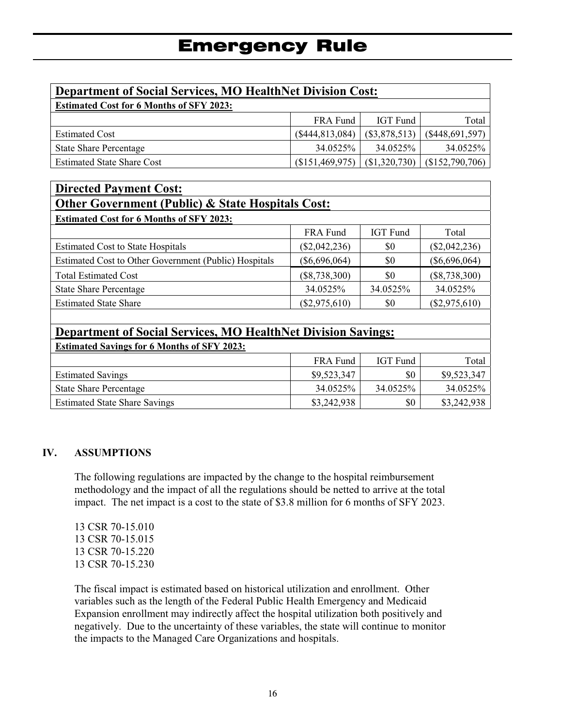# Emergency Rule

| **Department of Social Services, MO HealthNet Division Cost:** | | | |
|---|---|---|---|
| **Estimated Cost for 6 Months of SFY 2023:** | | | |
| | FRA Fund | IGT Fund | Total |
| Estimated Cost | ($444,813,084) | ($3,878,513) | ($448,691,597) |
| State Share Percentage | 34.0525% | 34.0525% | 34.0525% |
| Estimated State Share Cost | ($151,469,975) | ($1,320,730) | ($152,790,706) |

| **Directed Payment Cost:** | | | |
|---|---|---|---|
| **Other Government (Public) & State Hospitals Cost:** | | | |
| **Estimated Cost for 6 Months of SFY 2023:** | | | |
| | FRA Fund | IGT Fund | Total |
| Estimated Cost to State Hospitals | ($2,042,236) | $0 | ($2,042,236) |
| Estimated Cost to Other Government (Public) Hospitals | ($6,696,064) | $0 | ($6,696,064) |
| Total Estimated Cost | ($8,738,300) | $0 | ($8,738,300) |
| State Share Percentage | 34.0525% | 34.0525% | 34.0525% |
| Estimated State Share | ($2,975,610) | $0 | ($2,975,610) |

| **Department of Social Services, MO HealthNet Division Savings:** | | | |
|---|---|---|---|
| **Estimated Savings for 6 Months of SFY 2023:** | | | |
| | FRA Fund | IGT Fund | Total |
| Estimated Savings | $9,523,347 | $0 | $9,523,347 |
| State Share Percentage | 34.0525% | 34.0525% | 34.0525% |
| Estimated State Share Savings | $3,242,938 | $0 | $3,242,938 |

## IV. ASSUMPTIONS

The following regulations are impacted by the change to the hospital reimbursement methodology and the impact of all the regulations should be netted to arrive at the total impact. The net impact is a cost to the state of $3.8 million for 6 months of SFY 2023.

13 CSR 70-15.010
13 CSR 70-15.015
13 CSR 70-15.220
13 CSR 70-15.230

The fiscal impact is estimated based on historical utilization and enrollment. Other variables such as the length of the Federal Public Health Emergency and Medicaid Expansion enrollment may indirectly affect the hospital utilization both positively and negatively. Due to the uncertainty of these variables, the state will continue to monitor the impacts to the Managed Care Organizations and hospitals.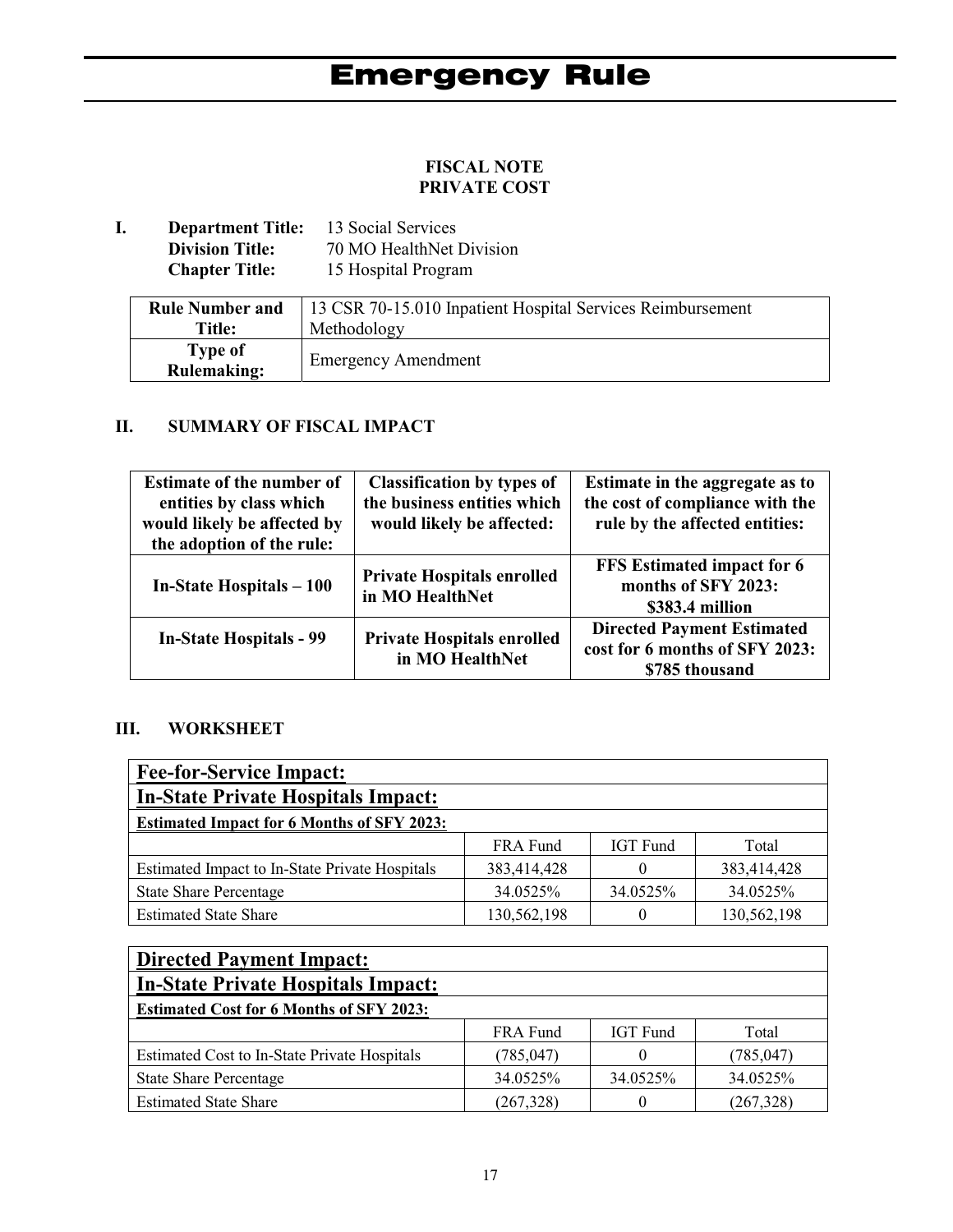# Emergency Rule

**FISCAL NOTE**
**PRIVATE COST**

**I. Department Title:** 13 Social Services
**Division Title:** 70 MO HealthNet Division
**Chapter Title:** 15 Hospital Program

| **Rule Number and Title:** | 13 CSR 70-15.010 Inpatient Hospital Services Reimbursement Methodology |
|---|---|
| **Type of Rulemaking:** | Emergency Amendment |

## II. SUMMARY OF FISCAL IMPACT

| Estimate of the number of entities by class which would likely be affected by the adoption of the rule: | Classification by types of the business entities which would likely be affected: | Estimate in the aggregate as to the cost of compliance with the rule by the affected entities: |
|---|---|---|
| **In-State Hospitals – 100** | **Private Hospitals enrolled in MO HealthNet** | **FFS Estimated impact for 6 months of SFY 2023: $383.4 million** |
| **In-State Hospitals - 99** | **Private Hospitals enrolled in MO HealthNet** | **Directed Payment Estimated cost for 6 months of SFY 2023: $785 thousand** |

## III. WORKSHEET

| **Fee-for-Service Impact:** | | | |
|---|---|---|---|
| **In-State Private Hospitals Impact:** | | | |
| **Estimated Impact for 6 Months of SFY 2023:** | | | |
| | FRA Fund | IGT Fund | Total |
| Estimated Impact to In-State Private Hospitals | 383,414,428 | 0 | 383,414,428 |
| State Share Percentage | 34.0525% | 34.0525% | 34.0525% |
| Estimated State Share | 130,562,198 | 0 | 130,562,198 |

| **Directed Payment Impact:** | | | |
|---|---|---|---|
| **In-State Private Hospitals Impact:** | | | |
| **Estimated Cost for 6 Months of SFY 2023:** | | | |
| | FRA Fund | IGT Fund | Total |
| Estimated Cost to In-State Private Hospitals | (785,047) | 0 | (785,047) |
| State Share Percentage | 34.0525% | 34.0525% | 34.0525% |
| Estimated State Share | (267,328) | 0 | (267,328) |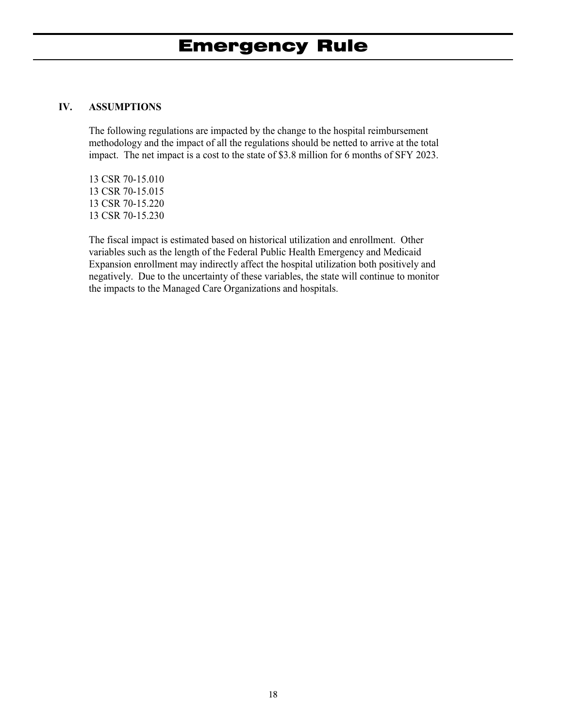## IV. ASSUMPTIONS

The following regulations are impacted by the change to the hospital reimbursement methodology and the impact of all the regulations should be netted to arrive at the total impact. The net impact is a cost to the state of $3.8 million for 6 months of SFY 2023.

13 CSR 70-15.010
13 CSR 70-15.015
13 CSR 70-15.220
13 CSR 70-15.230

The fiscal impact is estimated based on historical utilization and enrollment. Other variables such as the length of the Federal Public Health Emergency and Medicaid Expansion enrollment may indirectly affect the hospital utilization both positively and negatively. Due to the uncertainty of these variables, the state will continue to monitor the impacts to the Managed Care Organizations and hospitals.